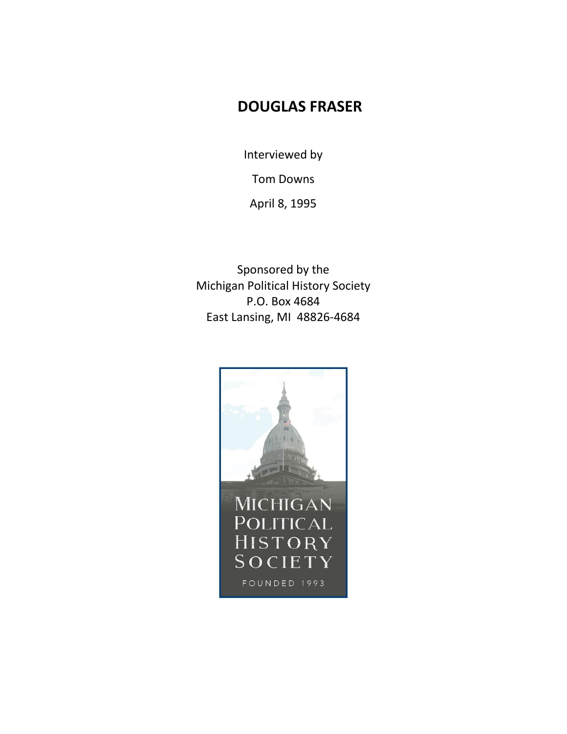# DOUGLAS FRASER

Interviewed by

Tom Downs

April 8, 1995

Sponsored by the
Michigan Political History Society
P.O. Box 4684
East Lansing, MI 48826-4684

MICHIGAN
POLITICAL
HISTORY
SOCIETY

FOUNDED 1993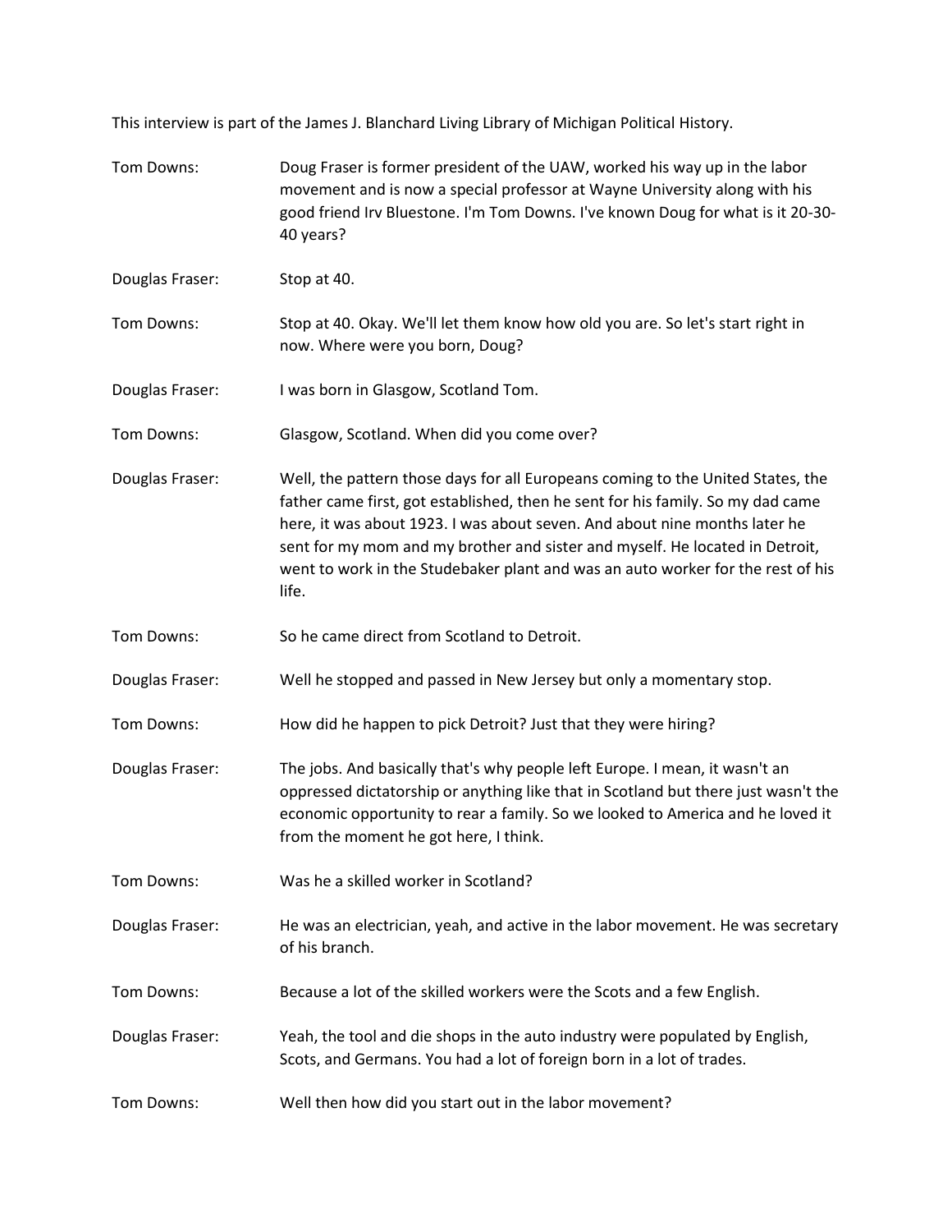This interview is part of the James J. Blanchard Living Library of Michigan Political History.

**Tom Downs:** Doug Fraser is former president of the UAW, worked his way up in the labor movement and is now a special professor at Wayne University along with his good friend Irv Bluestone. I'm Tom Downs. I've known Doug for what is it 20-30-40 years?

**Douglas Fraser:** Stop at 40.

**Tom Downs:** Stop at 40. Okay. We'll let them know how old you are. So let's start right in now. Where were you born, Doug?

**Douglas Fraser:** I was born in Glasgow, Scotland Tom.

**Tom Downs:** Glasgow, Scotland. When did you come over?

**Douglas Fraser:** Well, the pattern those days for all Europeans coming to the United States, the father came first, got established, then he sent for his family. So my dad came here, it was about 1923. I was about seven. And about nine months later he sent for my mom and my brother and sister and myself. He located in Detroit, went to work in the Studebaker plant and was an auto worker for the rest of his life.

**Tom Downs:** So he came direct from Scotland to Detroit.

**Douglas Fraser:** Well he stopped and passed in New Jersey but only a momentary stop.

**Tom Downs:** How did he happen to pick Detroit? Just that they were hiring?

**Douglas Fraser:** The jobs. And basically that's why people left Europe. I mean, it wasn't an oppressed dictatorship or anything like that in Scotland but there just wasn't the economic opportunity to rear a family. So we looked to America and he loved it from the moment he got here, I think.

**Tom Downs:** Was he a skilled worker in Scotland?

**Douglas Fraser:** He was an electrician, yeah, and active in the labor movement. He was secretary of his branch.

**Tom Downs:** Because a lot of the skilled workers were the Scots and a few English.

**Douglas Fraser:** Yeah, the tool and die shops in the auto industry were populated by English, Scots, and Germans. You had a lot of foreign born in a lot of trades.

**Tom Downs:** Well then how did you start out in the labor movement?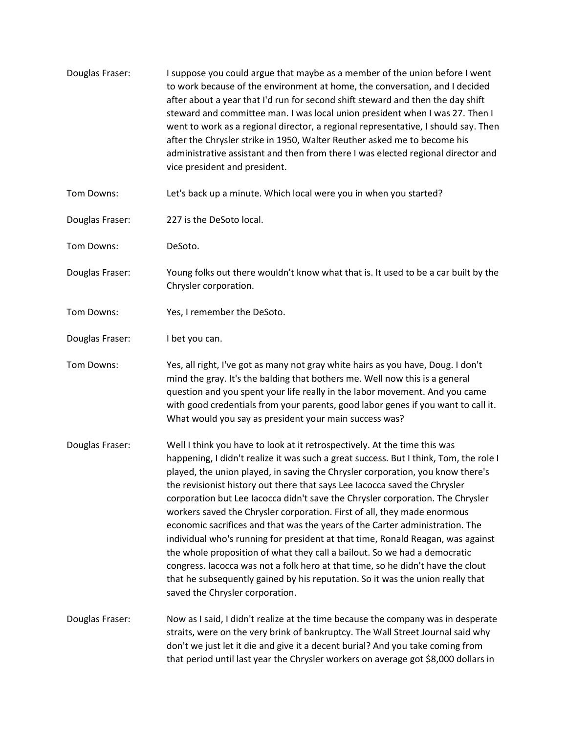Douglas Fraser: I suppose you could argue that maybe as a member of the union before I went to work because of the environment at home, the conversation, and I decided after about a year that I'd run for second shift steward and then the day shift steward and committee man. I was local union president when I was 27. Then I went to work as a regional director, a regional representative, I should say. Then after the Chrysler strike in 1950, Walter Reuther asked me to become his administrative assistant and then from there I was elected regional director and vice president and president.

Tom Downs: Let's back up a minute. Which local were you in when you started?

Douglas Fraser: 227 is the DeSoto local.

Tom Downs: DeSoto.

Douglas Fraser: Young folks out there wouldn't know what that is. It used to be a car built by the Chrysler corporation.

Tom Downs: Yes, I remember the DeSoto.

Douglas Fraser: I bet you can.

Tom Downs: Yes, all right, I've got as many not gray white hairs as you have, Doug. I don't mind the gray. It's the balding that bothers me. Well now this is a general question and you spent your life really in the labor movement. And you came with good credentials from your parents, good labor genes if you want to call it. What would you say as president your main success was?

Douglas Fraser: Well I think you have to look at it retrospectively. At the time this was happening, I didn't realize it was such a great success. But I think, Tom, the role I played, the union played, in saving the Chrysler corporation, you know there's the revisionist history out there that says Lee Iacocca saved the Chrysler corporation but Lee Iacocca didn't save the Chrysler corporation. The Chrysler workers saved the Chrysler corporation. First of all, they made enormous economic sacrifices and that was the years of the Carter administration. The individual who's running for president at that time, Ronald Reagan, was against the whole proposition of what they call a bailout. So we had a democratic congress. Iacocca was not a folk hero at that time, so he didn't have the clout that he subsequently gained by his reputation. So it was the union really that saved the Chrysler corporation.

Douglas Fraser: Now as I said, I didn't realize at the time because the company was in desperate straits, were on the very brink of bankruptcy. The Wall Street Journal said why don't we just let it die and give it a decent burial? And you take coming from that period until last year the Chrysler workers on average got $8,000 dollars in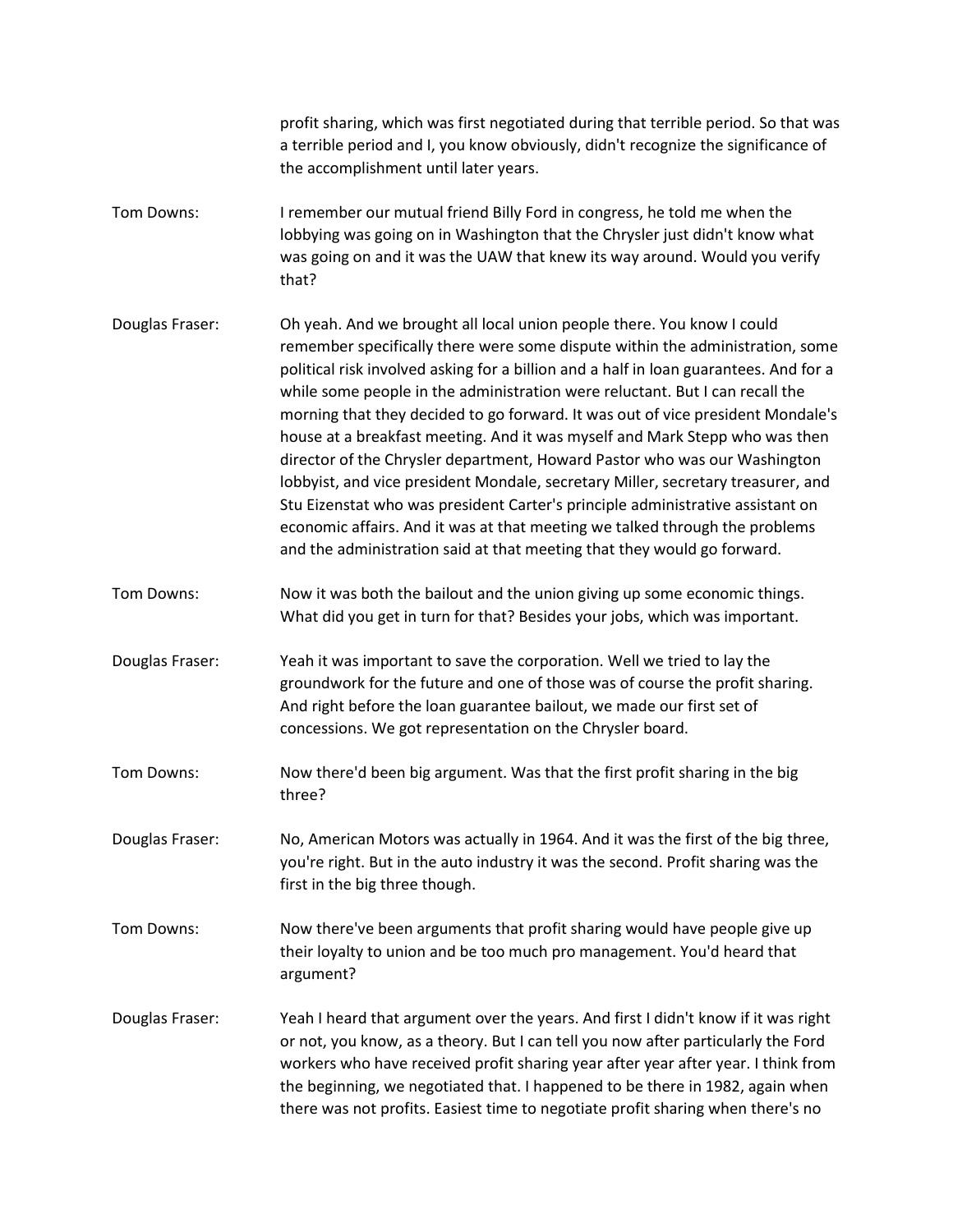profit sharing, which was first negotiated during that terrible period. So that was a terrible period and I, you know obviously, didn't recognize the significance of the accomplishment until later years.

Tom Downs: I remember our mutual friend Billy Ford in congress, he told me when the lobbying was going on in Washington that the Chrysler just didn't know what was going on and it was the UAW that knew its way around. Would you verify that?

Douglas Fraser: Oh yeah. And we brought all local union people there. You know I could remember specifically there were some dispute within the administration, some political risk involved asking for a billion and a half in loan guarantees. And for a while some people in the administration were reluctant. But I can recall the morning that they decided to go forward. It was out of vice president Mondale's house at a breakfast meeting. And it was myself and Mark Stepp who was then director of the Chrysler department, Howard Pastor who was our Washington lobbyist, and vice president Mondale, secretary Miller, secretary treasurer, and Stu Eizenstat who was president Carter's principle administrative assistant on economic affairs. And it was at that meeting we talked through the problems and the administration said at that meeting that they would go forward.

Tom Downs: Now it was both the bailout and the union giving up some economic things. What did you get in turn for that? Besides your jobs, which was important.

Douglas Fraser: Yeah it was important to save the corporation. Well we tried to lay the groundwork for the future and one of those was of course the profit sharing. And right before the loan guarantee bailout, we made our first set of concessions. We got representation on the Chrysler board.

Tom Downs: Now there'd been big argument. Was that the first profit sharing in the big three?

Douglas Fraser: No, American Motors was actually in 1964. And it was the first of the big three, you're right. But in the auto industry it was the second. Profit sharing was the first in the big three though.

Tom Downs: Now there've been arguments that profit sharing would have people give up their loyalty to union and be too much pro management. You'd heard that argument?

Douglas Fraser: Yeah I heard that argument over the years. And first I didn't know if it was right or not, you know, as a theory. But I can tell you now after particularly the Ford workers who have received profit sharing year after year after year. I think from the beginning, we negotiated that. I happened to be there in 1982, again when there was not profits. Easiest time to negotiate profit sharing when there's no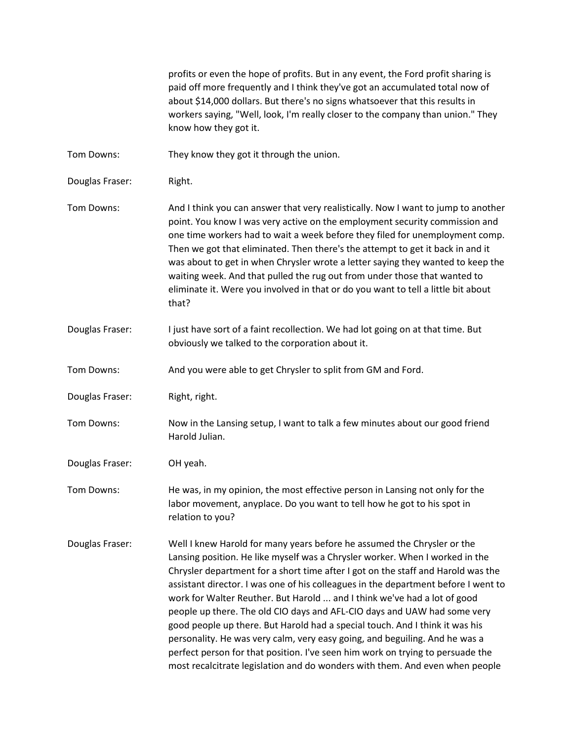profits or even the hope of profits. But in any event, the Ford profit sharing is paid off more frequently and I think they've got an accumulated total now of about $14,000 dollars. But there's no signs whatsoever that this results in workers saying, "Well, look, I'm really closer to the company than union." They know how they got it.

Tom Downs: They know they got it through the union.

Douglas Fraser: Right.

Tom Downs: And I think you can answer that very realistically. Now I want to jump to another point. You know I was very active on the employment security commission and one time workers had to wait a week before they filed for unemployment comp. Then we got that eliminated. Then there's the attempt to get it back in and it was about to get in when Chrysler wrote a letter saying they wanted to keep the waiting week. And that pulled the rug out from under those that wanted to eliminate it. Were you involved in that or do you want to tell a little bit about that?

Douglas Fraser: I just have sort of a faint recollection. We had lot going on at that time. But obviously we talked to the corporation about it.

Tom Downs: And you were able to get Chrysler to split from GM and Ford.

Douglas Fraser: Right, right.

Tom Downs: Now in the Lansing setup, I want to talk a few minutes about our good friend Harold Julian.

Douglas Fraser: OH yeah.

Tom Downs: He was, in my opinion, the most effective person in Lansing not only for the labor movement, anyplace. Do you want to tell how he got to his spot in relation to you?

Douglas Fraser: Well I knew Harold for many years before he assumed the Chrysler or the Lansing position. He like myself was a Chrysler worker. When I worked in the Chrysler department for a short time after I got on the staff and Harold was the assistant director. I was one of his colleagues in the department before I went to work for Walter Reuther. But Harold ... and I think we've had a lot of good people up there. The old CIO days and AFL-CIO days and UAW had some very good people up there. But Harold had a special touch. And I think it was his personality. He was very calm, very easy going, and beguiling. And he was a perfect person for that position. I've seen him work on trying to persuade the most recalcitrate legislation and do wonders with them. And even when people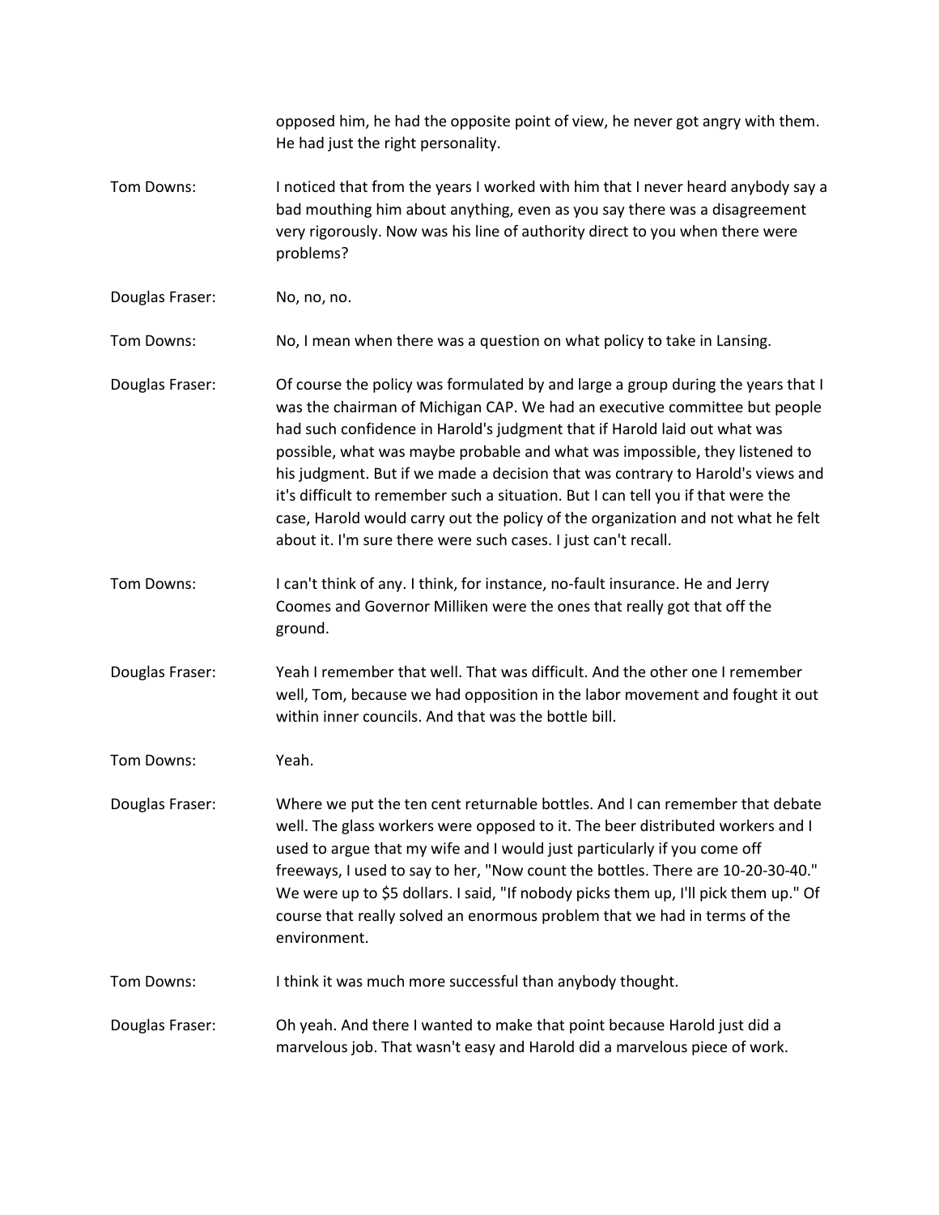opposed him, he had the opposite point of view, he never got angry with them. He had just the right personality.

Tom Downs: I noticed that from the years I worked with him that I never heard anybody say a bad mouthing him about anything, even as you say there was a disagreement very rigorously. Now was his line of authority direct to you when there were problems?

Douglas Fraser: No, no, no.

Tom Downs: No, I mean when there was a question on what policy to take in Lansing.

Douglas Fraser: Of course the policy was formulated by and large a group during the years that I was the chairman of Michigan CAP. We had an executive committee but people had such confidence in Harold's judgment that if Harold laid out what was possible, what was maybe probable and what was impossible, they listened to his judgment. But if we made a decision that was contrary to Harold's views and it's difficult to remember such a situation. But I can tell you if that were the case, Harold would carry out the policy of the organization and not what he felt about it. I'm sure there were such cases. I just can't recall.

Tom Downs: I can't think of any. I think, for instance, no-fault insurance. He and Jerry Coomes and Governor Milliken were the ones that really got that off the ground.

Douglas Fraser: Yeah I remember that well. That was difficult. And the other one I remember well, Tom, because we had opposition in the labor movement and fought it out within inner councils. And that was the bottle bill.

Tom Downs: Yeah.

Douglas Fraser: Where we put the ten cent returnable bottles. And I can remember that debate well. The glass workers were opposed to it. The beer distributed workers and I used to argue that my wife and I would just particularly if you come off freeways, I used to say to her, "Now count the bottles. There are 10-20-30-40." We were up to $5 dollars. I said, "If nobody picks them up, I'll pick them up." Of course that really solved an enormous problem that we had in terms of the environment.

Tom Downs: I think it was much more successful than anybody thought.

Douglas Fraser: Oh yeah. And there I wanted to make that point because Harold just did a marvelous job. That wasn't easy and Harold did a marvelous piece of work.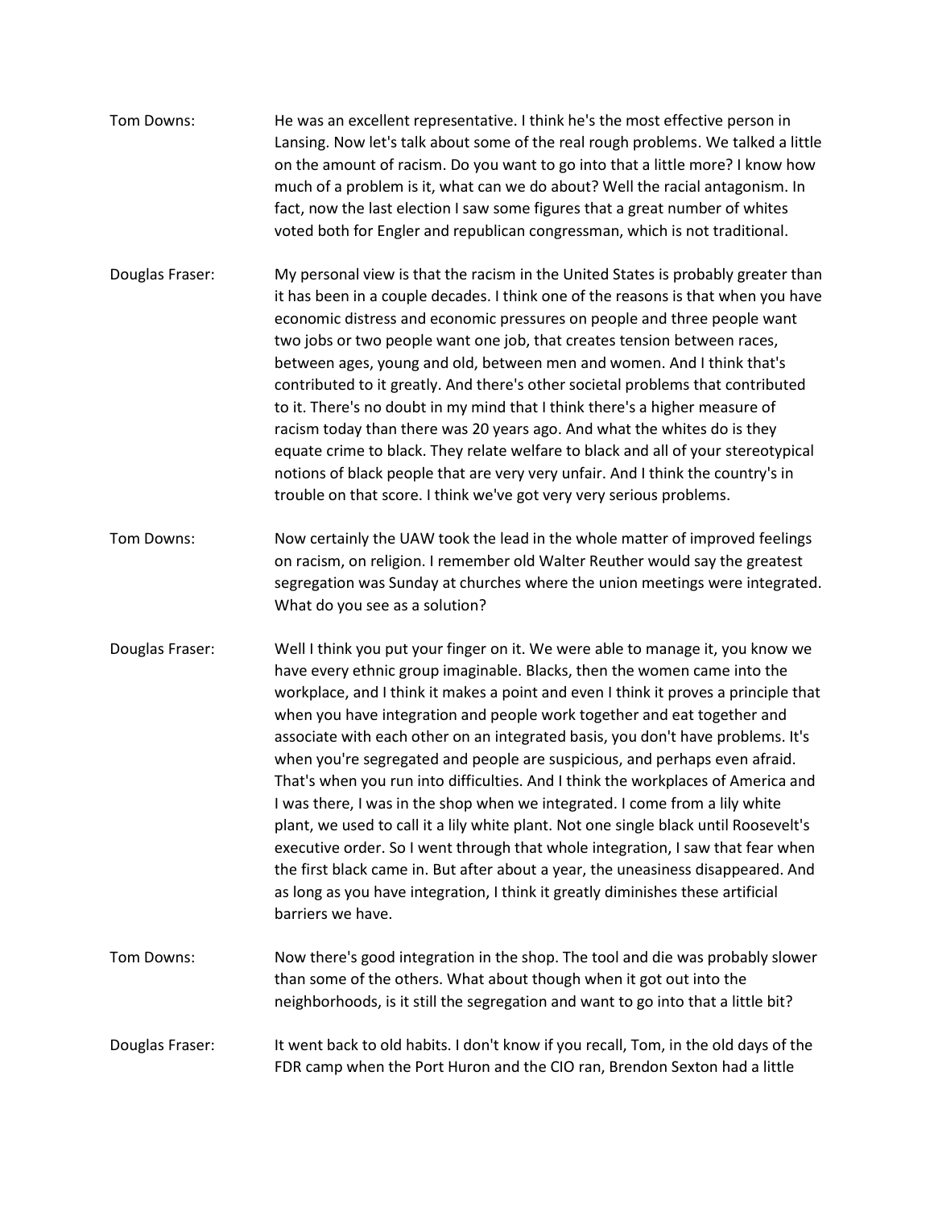Tom Downs: He was an excellent representative. I think he's the most effective person in Lansing. Now let's talk about some of the real rough problems. We talked a little on the amount of racism. Do you want to go into that a little more? I know how much of a problem is it, what can we do about? Well the racial antagonism. In fact, now the last election I saw some figures that a great number of whites voted both for Engler and republican congressman, which is not traditional.

Douglas Fraser: My personal view is that the racism in the United States is probably greater than it has been in a couple decades. I think one of the reasons is that when you have economic distress and economic pressures on people and three people want two jobs or two people want one job, that creates tension between races, between ages, young and old, between men and women. And I think that's contributed to it greatly. And there's other societal problems that contributed to it. There's no doubt in my mind that I think there's a higher measure of racism today than there was 20 years ago. And what the whites do is they equate crime to black. They relate welfare to black and all of your stereotypical notions of black people that are very very unfair. And I think the country's in trouble on that score. I think we've got very very serious problems.

Tom Downs: Now certainly the UAW took the lead in the whole matter of improved feelings on racism, on religion. I remember old Walter Reuther would say the greatest segregation was Sunday at churches where the union meetings were integrated. What do you see as a solution?

Douglas Fraser: Well I think you put your finger on it. We were able to manage it, you know we have every ethnic group imaginable. Blacks, then the women came into the workplace, and I think it makes a point and even I think it proves a principle that when you have integration and people work together and eat together and associate with each other on an integrated basis, you don't have problems. It's when you're segregated and people are suspicious, and perhaps even afraid. That's when you run into difficulties. And I think the workplaces of America and I was there, I was in the shop when we integrated. I come from a lily white plant, we used to call it a lily white plant. Not one single black until Roosevelt's executive order. So I went through that whole integration, I saw that fear when the first black came in. But after about a year, the uneasiness disappeared. And as long as you have integration, I think it greatly diminishes these artificial barriers we have.

Tom Downs: Now there's good integration in the shop. The tool and die was probably slower than some of the others. What about though when it got out into the neighborhoods, is it still the segregation and want to go into that a little bit?

Douglas Fraser: It went back to old habits. I don't know if you recall, Tom, in the old days of the FDR camp when the Port Huron and the CIO ran, Brendon Sexton had a little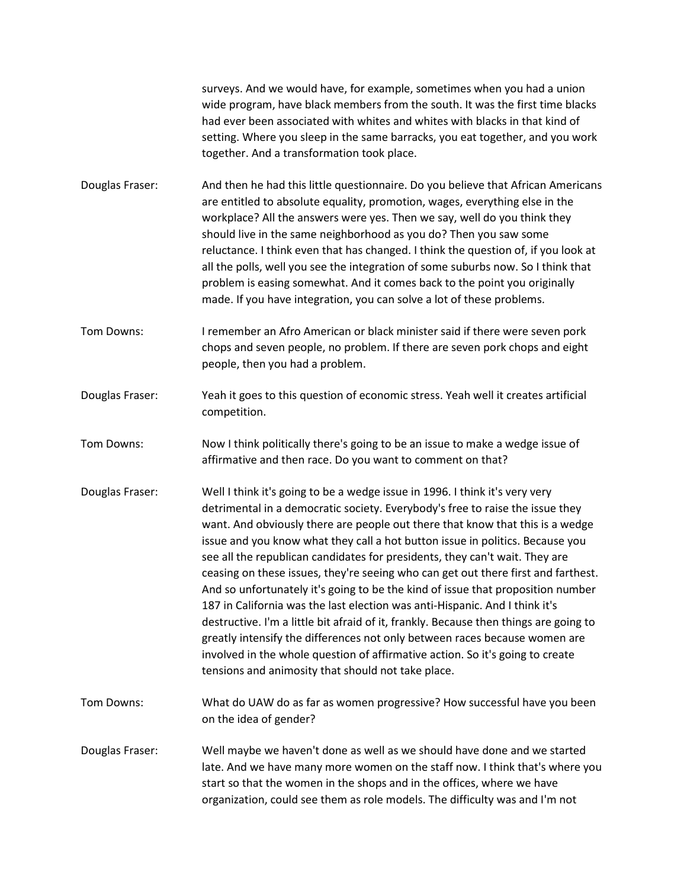surveys. And we would have, for example, sometimes when you had a union wide program, have black members from the south. It was the first time blacks had ever been associated with whites and whites with blacks in that kind of setting. Where you sleep in the same barracks, you eat together, and you work together. And a transformation took place.

**Douglas Fraser:** And then he had this little questionnaire. Do you believe that African Americans are entitled to absolute equality, promotion, wages, everything else in the workplace? All the answers were yes. Then we say, well do you think they should live in the same neighborhood as you do? Then you saw some reluctance. I think even that has changed. I think the question of, if you look at all the polls, well you see the integration of some suburbs now. So I think that problem is easing somewhat. And it comes back to the point you originally made. If you have integration, you can solve a lot of these problems.

**Tom Downs:** I remember an Afro American or black minister said if there were seven pork chops and seven people, no problem. If there are seven pork chops and eight people, then you had a problem.

**Douglas Fraser:** Yeah it goes to this question of economic stress. Yeah well it creates artificial competition.

**Tom Downs:** Now I think politically there's going to be an issue to make a wedge issue of affirmative and then race. Do you want to comment on that?

**Douglas Fraser:** Well I think it's going to be a wedge issue in 1996. I think it's very very detrimental in a democratic society. Everybody's free to raise the issue they want. And obviously there are people out there that know that this is a wedge issue and you know what they call a hot button issue in politics. Because you see all the republican candidates for presidents, they can't wait. They are ceasing on these issues, they're seeing who can get out there first and farthest. And so unfortunately it's going to be the kind of issue that proposition number 187 in California was the last election was anti-Hispanic. And I think it's destructive. I'm a little bit afraid of it, frankly. Because then things are going to greatly intensify the differences not only between races because women are involved in the whole question of affirmative action. So it's going to create tensions and animosity that should not take place.

**Tom Downs:** What do UAW do as far as women progressive? How successful have you been on the idea of gender?

**Douglas Fraser:** Well maybe we haven't done as well as we should have done and we started late. And we have many more women on the staff now. I think that's where you start so that the women in the shops and in the offices, where we have organization, could see them as role models. The difficulty was and I'm not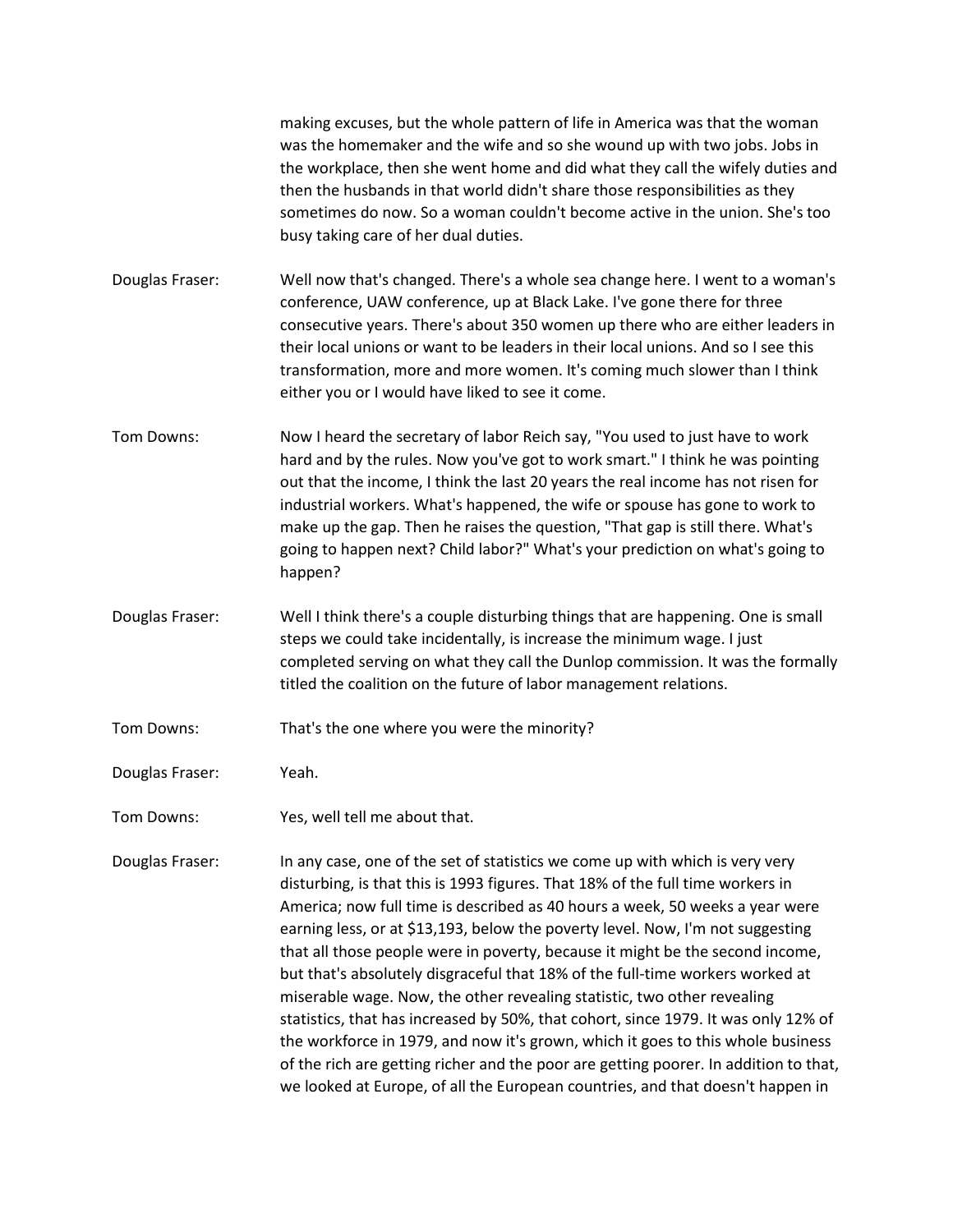making excuses, but the whole pattern of life in America was that the woman was the homemaker and the wife and so she wound up with two jobs. Jobs in the workplace, then she went home and did what they call the wifely duties and then the husbands in that world didn't share those responsibilities as they sometimes do now. So a woman couldn't become active in the union. She's too busy taking care of her dual duties.

Douglas Fraser: Well now that's changed. There's a whole sea change here. I went to a woman's conference, UAW conference, up at Black Lake. I've gone there for three consecutive years. There's about 350 women up there who are either leaders in their local unions or want to be leaders in their local unions. And so I see this transformation, more and more women. It's coming much slower than I think either you or I would have liked to see it come.

Tom Downs: Now I heard the secretary of labor Reich say, "You used to just have to work hard and by the rules. Now you've got to work smart." I think he was pointing out that the income, I think the last 20 years the real income has not risen for industrial workers. What's happened, the wife or spouse has gone to work to make up the gap. Then he raises the question, "That gap is still there. What's going to happen next? Child labor?" What's your prediction on what's going to happen?

Douglas Fraser: Well I think there's a couple disturbing things that are happening. One is small steps we could take incidentally, is increase the minimum wage. I just completed serving on what they call the Dunlop commission. It was the formally titled the coalition on the future of labor management relations.

Tom Downs: That's the one where you were the minority?

Douglas Fraser: Yeah.

Tom Downs: Yes, well tell me about that.

Douglas Fraser: In any case, one of the set of statistics we come up with which is very very disturbing, is that this is 1993 figures. That 18% of the full time workers in America; now full time is described as 40 hours a week, 50 weeks a year were earning less, or at $13,193, below the poverty level. Now, I'm not suggesting that all those people were in poverty, because it might be the second income, but that's absolutely disgraceful that 18% of the full-time workers worked at miserable wage. Now, the other revealing statistic, two other revealing statistics, that has increased by 50%, that cohort, since 1979. It was only 12% of the workforce in 1979, and now it's grown, which it goes to this whole business of the rich are getting richer and the poor are getting poorer. In addition to that, we looked at Europe, of all the European countries, and that doesn't happen in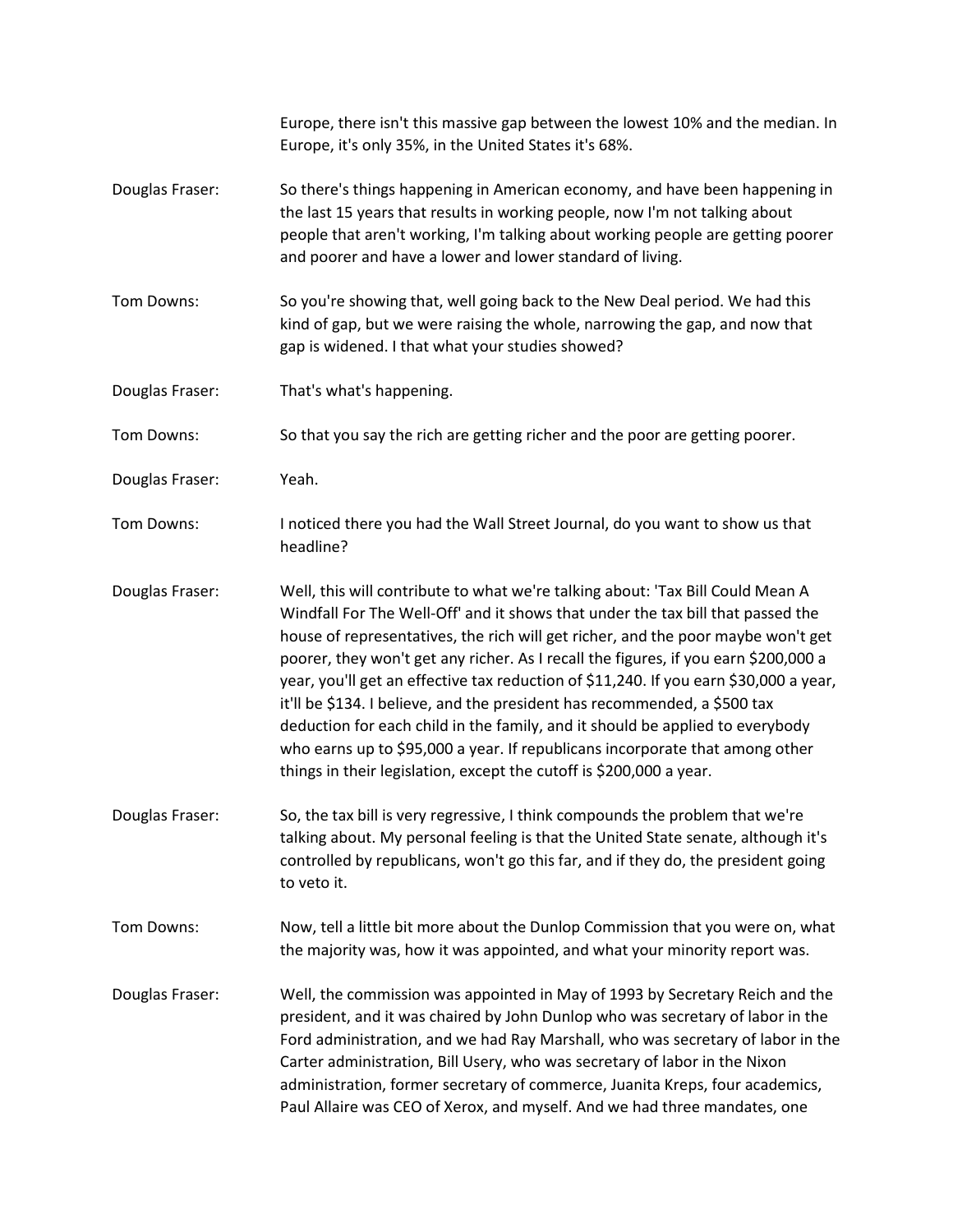Europe, there isn't this massive gap between the lowest 10% and the median. In Europe, it's only 35%, in the United States it's 68%.

Douglas Fraser: So there's things happening in American economy, and have been happening in the last 15 years that results in working people, now I'm not talking about people that aren't working, I'm talking about working people are getting poorer and poorer and have a lower and lower standard of living.

Tom Downs: So you're showing that, well going back to the New Deal period. We had this kind of gap, but we were raising the whole, narrowing the gap, and now that gap is widened. I that what your studies showed?

Douglas Fraser: That's what's happening.

Tom Downs: So that you say the rich are getting richer and the poor are getting poorer.

Douglas Fraser: Yeah.

Tom Downs: I noticed there you had the Wall Street Journal, do you want to show us that headline?

Douglas Fraser: Well, this will contribute to what we're talking about: 'Tax Bill Could Mean A Windfall For The Well-Off' and it shows that under the tax bill that passed the house of representatives, the rich will get richer, and the poor maybe won't get poorer, they won't get any richer. As I recall the figures, if you earn $200,000 a year, you'll get an effective tax reduction of $11,240. If you earn $30,000 a year, it'll be $134. I believe, and the president has recommended, a $500 tax deduction for each child in the family, and it should be applied to everybody who earns up to $95,000 a year. If republicans incorporate that among other things in their legislation, except the cutoff is $200,000 a year.

Douglas Fraser: So, the tax bill is very regressive, I think compounds the problem that we're talking about. My personal feeling is that the United State senate, although it's controlled by republicans, won't go this far, and if they do, the president going to veto it.

Tom Downs: Now, tell a little bit more about the Dunlop Commission that you were on, what the majority was, how it was appointed, and what your minority report was.

Douglas Fraser: Well, the commission was appointed in May of 1993 by Secretary Reich and the president, and it was chaired by John Dunlop who was secretary of labor in the Ford administration, and we had Ray Marshall, who was secretary of labor in the Carter administration, Bill Usery, who was secretary of labor in the Nixon administration, former secretary of commerce, Juanita Kreps, four academics, Paul Allaire was CEO of Xerox, and myself. And we had three mandates, one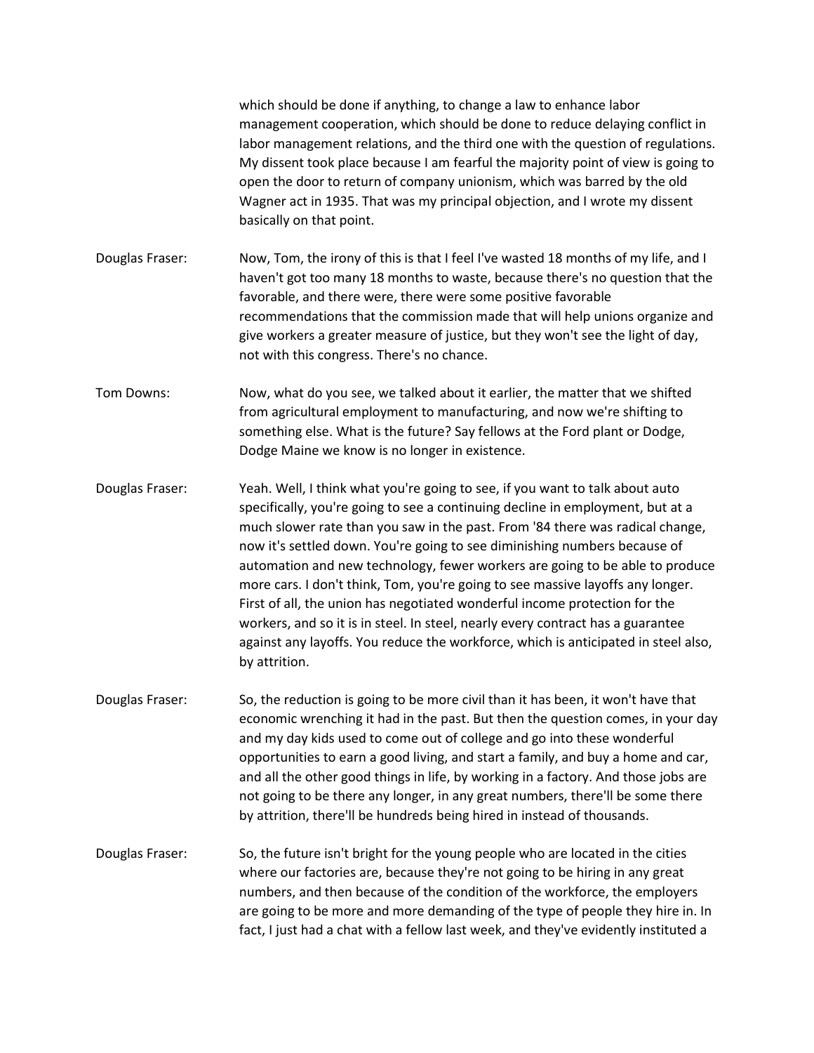which should be done if anything, to change a law to enhance labor management cooperation, which should be done to reduce delaying conflict in labor management relations, and the third one with the question of regulations. My dissent took place because I am fearful the majority point of view is going to open the door to return of company unionism, which was barred by the old Wagner act in 1935. That was my principal objection, and I wrote my dissent basically on that point.

Douglas Fraser: Now, Tom, the irony of this is that I feel I've wasted 18 months of my life, and I haven't got too many 18 months to waste, because there's no question that the favorable, and there were, there were some positive favorable recommendations that the commission made that will help unions organize and give workers a greater measure of justice, but they won't see the light of day, not with this congress. There's no chance.

Tom Downs: Now, what do you see, we talked about it earlier, the matter that we shifted from agricultural employment to manufacturing, and now we're shifting to something else. What is the future? Say fellows at the Ford plant or Dodge, Dodge Maine we know is no longer in existence.

Douglas Fraser: Yeah. Well, I think what you're going to see, if you want to talk about auto specifically, you're going to see a continuing decline in employment, but at a much slower rate than you saw in the past. From '84 there was radical change, now it's settled down. You're going to see diminishing numbers because of automation and new technology, fewer workers are going to be able to produce more cars. I don't think, Tom, you're going to see massive layoffs any longer. First of all, the union has negotiated wonderful income protection for the workers, and so it is in steel. In steel, nearly every contract has a guarantee against any layoffs. You reduce the workforce, which is anticipated in steel also, by attrition.

Douglas Fraser: So, the reduction is going to be more civil than it has been, it won't have that economic wrenching it had in the past. But then the question comes, in your day and my day kids used to come out of college and go into these wonderful opportunities to earn a good living, and start a family, and buy a home and car, and all the other good things in life, by working in a factory. And those jobs are not going to be there any longer, in any great numbers, there'll be some there by attrition, there'll be hundreds being hired in instead of thousands.

Douglas Fraser: So, the future isn't bright for the young people who are located in the cities where our factories are, because they're not going to be hiring in any great numbers, and then because of the condition of the workforce, the employers are going to be more and more demanding of the type of people they hire in. In fact, I just had a chat with a fellow last week, and they've evidently instituted a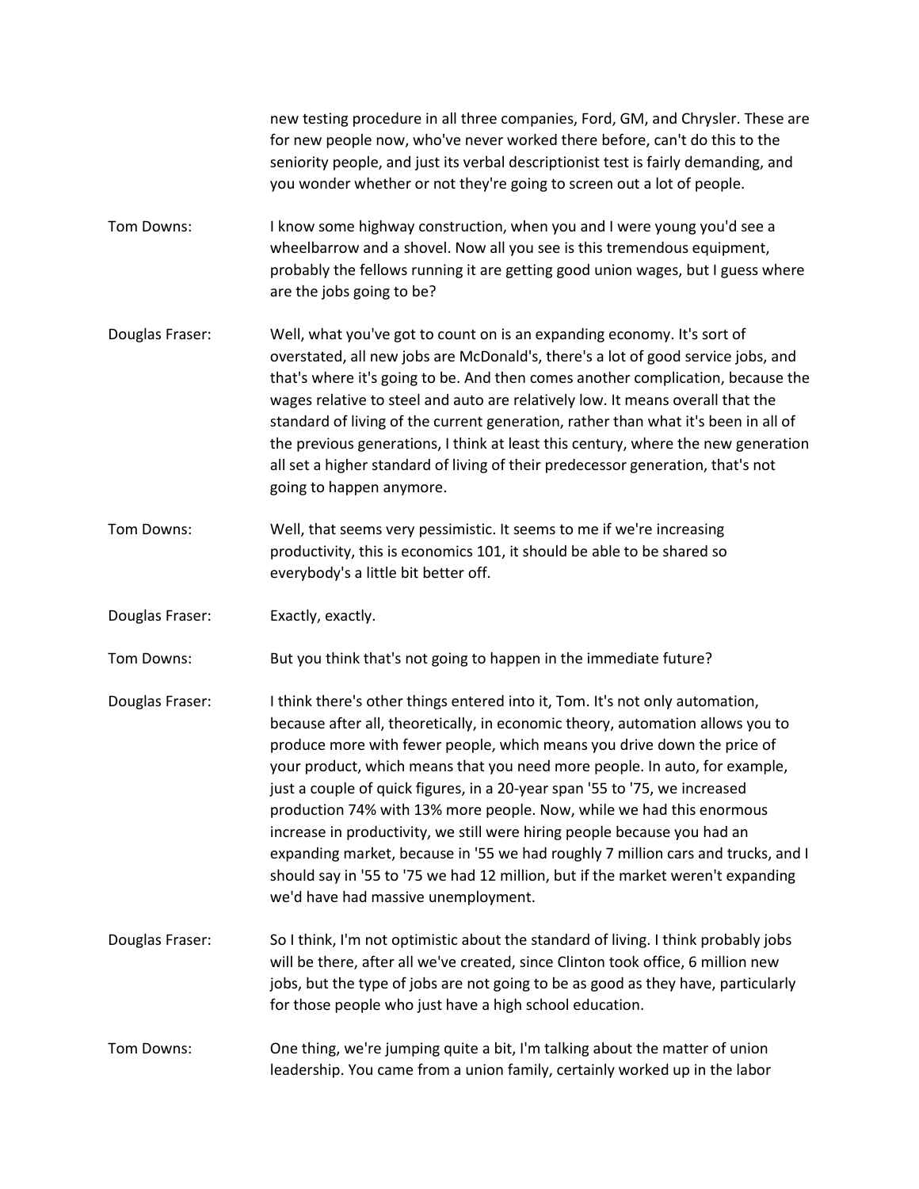new testing procedure in all three companies, Ford, GM, and Chrysler. These are for new people now, who've never worked there before, can't do this to the seniority people, and just its verbal descriptionist test is fairly demanding, and you wonder whether or not they're going to screen out a lot of people.

Tom Downs: I know some highway construction, when you and I were young you'd see a wheelbarrow and a shovel. Now all you see is this tremendous equipment, probably the fellows running it are getting good union wages, but I guess where are the jobs going to be?

Douglas Fraser: Well, what you've got to count on is an expanding economy. It's sort of overstated, all new jobs are McDonald's, there's a lot of good service jobs, and that's where it's going to be. And then comes another complication, because the wages relative to steel and auto are relatively low. It means overall that the standard of living of the current generation, rather than what it's been in all of the previous generations, I think at least this century, where the new generation all set a higher standard of living of their predecessor generation, that's not going to happen anymore.

Tom Downs: Well, that seems very pessimistic. It seems to me if we're increasing productivity, this is economics 101, it should be able to be shared so everybody's a little bit better off.

Douglas Fraser: Exactly, exactly.

Tom Downs: But you think that's not going to happen in the immediate future?

Douglas Fraser: I think there's other things entered into it, Tom. It's not only automation, because after all, theoretically, in economic theory, automation allows you to produce more with fewer people, which means you drive down the price of your product, which means that you need more people. In auto, for example, just a couple of quick figures, in a 20-year span '55 to '75, we increased production 74% with 13% more people. Now, while we had this enormous increase in productivity, we still were hiring people because you had an expanding market, because in '55 we had roughly 7 million cars and trucks, and I should say in '55 to '75 we had 12 million, but if the market weren't expanding we'd have had massive unemployment.

Douglas Fraser: So I think, I'm not optimistic about the standard of living. I think probably jobs will be there, after all we've created, since Clinton took office, 6 million new jobs, but the type of jobs are not going to be as good as they have, particularly for those people who just have a high school education.

Tom Downs: One thing, we're jumping quite a bit, I'm talking about the matter of union leadership. You came from a union family, certainly worked up in the labor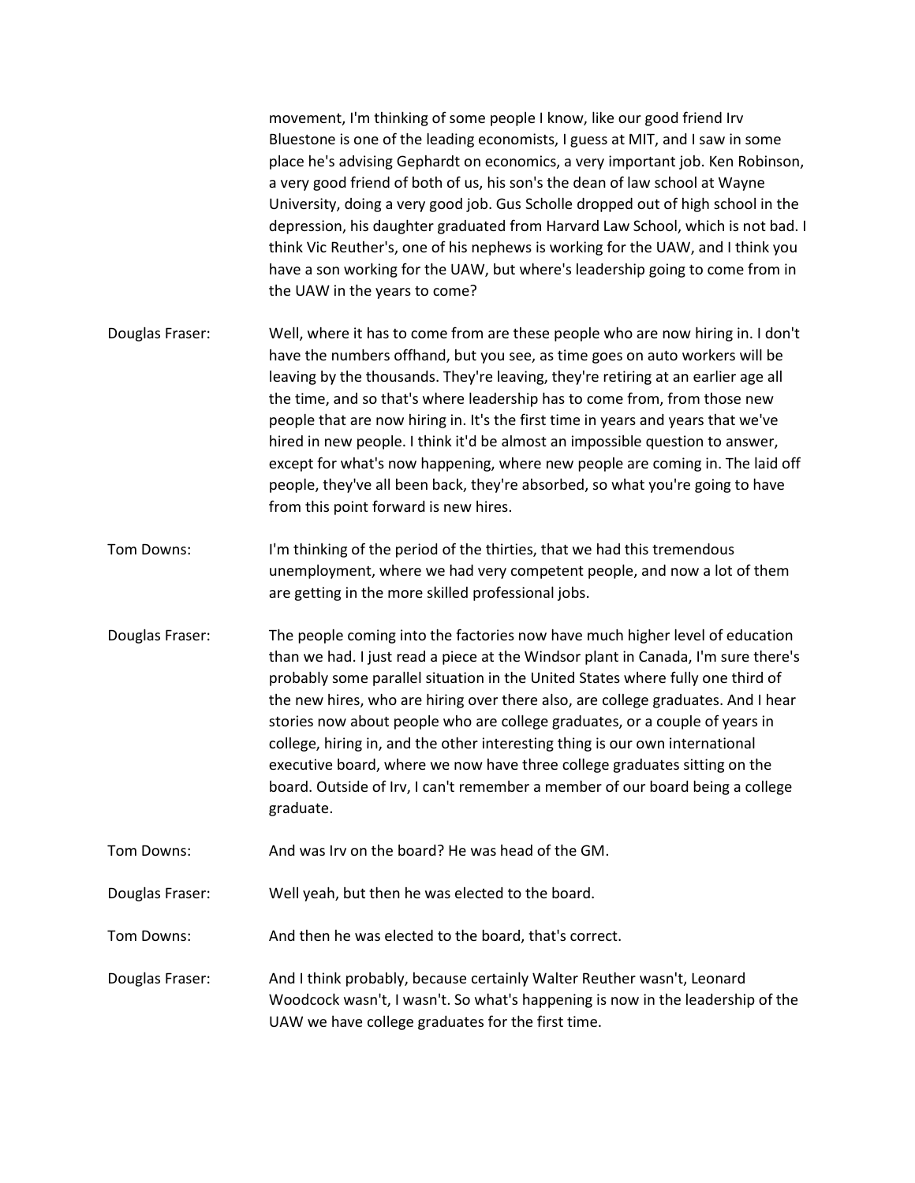movement, I'm thinking of some people I know, like our good friend Irv Bluestone is one of the leading economists, I guess at MIT, and I saw in some place he's advising Gephardt on economics, a very important job. Ken Robinson, a very good friend of both of us, his son's the dean of law school at Wayne University, doing a very good job. Gus Scholle dropped out of high school in the depression, his daughter graduated from Harvard Law School, which is not bad. I think Vic Reuther's, one of his nephews is working for the UAW, and I think you have a son working for the UAW, but where's leadership going to come from in the UAW in the years to come?

Douglas Fraser: Well, where it has to come from are these people who are now hiring in. I don't have the numbers offhand, but you see, as time goes on auto workers will be leaving by the thousands. They're leaving, they're retiring at an earlier age all the time, and so that's where leadership has to come from, from those new people that are now hiring in. It's the first time in years and years that we've hired in new people. I think it'd be almost an impossible question to answer, except for what's now happening, where new people are coming in. The laid off people, they've all been back, they're absorbed, so what you're going to have from this point forward is new hires.

Tom Downs: I'm thinking of the period of the thirties, that we had this tremendous unemployment, where we had very competent people, and now a lot of them are getting in the more skilled professional jobs.

Douglas Fraser: The people coming into the factories now have much higher level of education than we had. I just read a piece at the Windsor plant in Canada, I'm sure there's probably some parallel situation in the United States where fully one third of the new hires, who are hiring over there also, are college graduates. And I hear stories now about people who are college graduates, or a couple of years in college, hiring in, and the other interesting thing is our own international executive board, where we now have three college graduates sitting on the board. Outside of Irv, I can't remember a member of our board being a college graduate.

Tom Downs: And was Irv on the board? He was head of the GM.

Douglas Fraser: Well yeah, but then he was elected to the board.

Tom Downs: And then he was elected to the board, that's correct.

Douglas Fraser: And I think probably, because certainly Walter Reuther wasn't, Leonard Woodcock wasn't, I wasn't. So what's happening is now in the leadership of the UAW we have college graduates for the first time.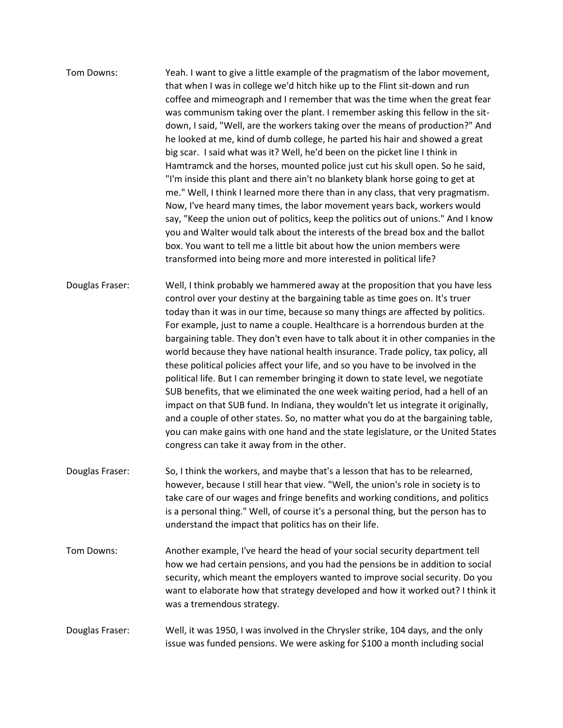Tom Downs: Yeah. I want to give a little example of the pragmatism of the labor movement, that when I was in college we'd hitch hike up to the Flint sit-down and run coffee and mimeograph and I remember that was the time when the great fear was communism taking over the plant. I remember asking this fellow in the sit-down, I said, "Well, are the workers taking over the means of production?" And he looked at me, kind of dumb college, he parted his hair and showed a great big scar. I said what was it? Well, he'd been on the picket line I think in Hamtramck and the horses, mounted police just cut his skull open. So he said, "I'm inside this plant and there ain't no blankety blank horse going to get at me." Well, I think I learned more there than in any class, that very pragmatism. Now, I've heard many times, the labor movement years back, workers would say, "Keep the union out of politics, keep the politics out of unions." And I know you and Walter would talk about the interests of the bread box and the ballot box. You want to tell me a little bit about how the union members were transformed into being more and more interested in political life?

Douglas Fraser: Well, I think probably we hammered away at the proposition that you have less control over your destiny at the bargaining table as time goes on. It's truer today than it was in our time, because so many things are affected by politics. For example, just to name a couple. Healthcare is a horrendous burden at the bargaining table. They don't even have to talk about it in other companies in the world because they have national health insurance. Trade policy, tax policy, all these political policies affect your life, and so you have to be involved in the political life. But I can remember bringing it down to state level, we negotiate SUB benefits, that we eliminated the one week waiting period, had a hell of an impact on that SUB fund. In Indiana, they wouldn't let us integrate it originally, and a couple of other states. So, no matter what you do at the bargaining table, you can make gains with one hand and the state legislature, or the United States congress can take it away from in the other.

Douglas Fraser: So, I think the workers, and maybe that's a lesson that has to be relearned, however, because I still hear that view. "Well, the union's role in society is to take care of our wages and fringe benefits and working conditions, and politics is a personal thing." Well, of course it's a personal thing, but the person has to understand the impact that politics has on their life.

Tom Downs: Another example, I've heard the head of your social security department tell how we had certain pensions, and you had the pensions be in addition to social security, which meant the employers wanted to improve social security. Do you want to elaborate how that strategy developed and how it worked out? I think it was a tremendous strategy.

Douglas Fraser: Well, it was 1950, I was involved in the Chrysler strike, 104 days, and the only issue was funded pensions. We were asking for $100 a month including social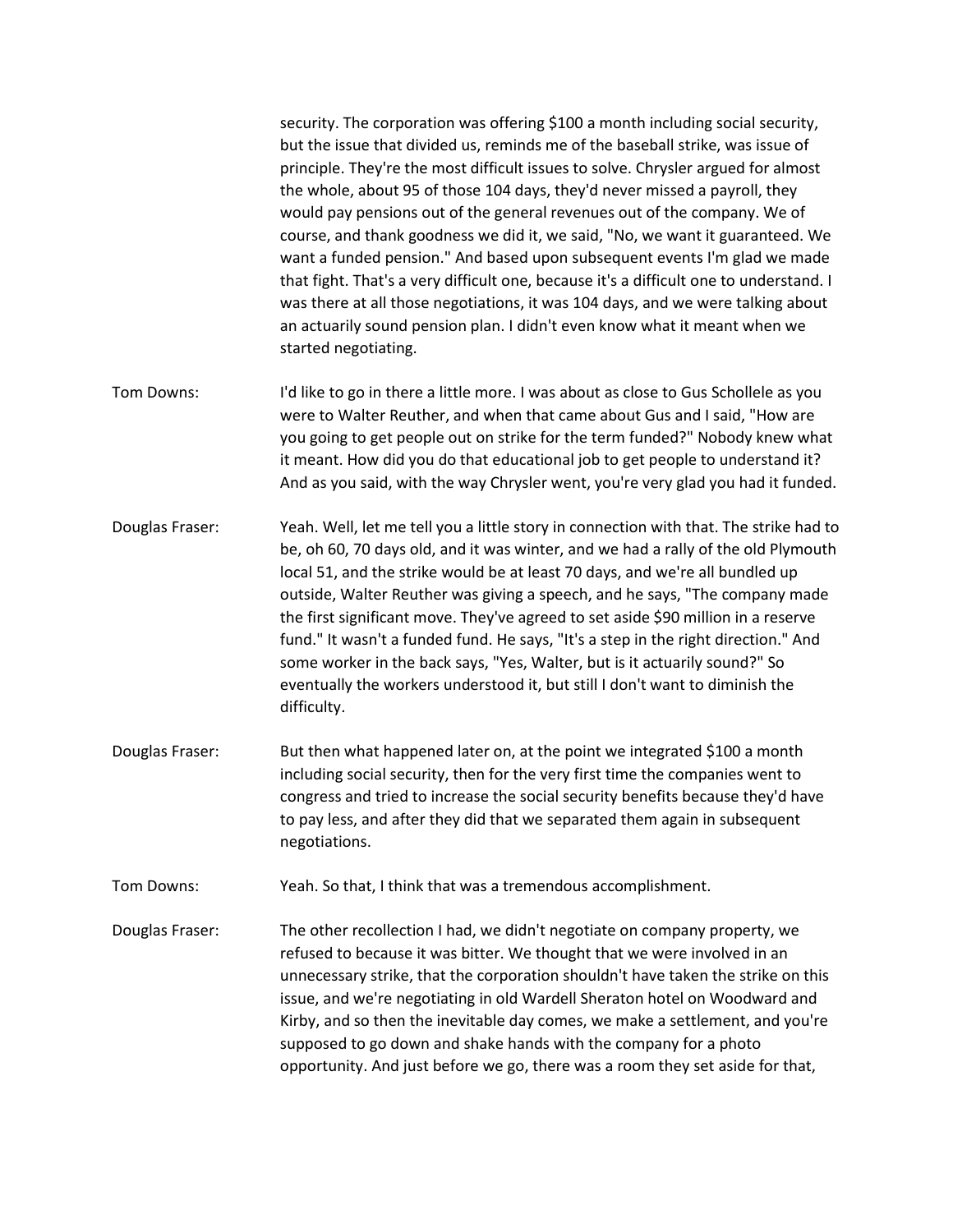security. The corporation was offering $100 a month including social security, but the issue that divided us, reminds me of the baseball strike, was issue of principle. They're the most difficult issues to solve. Chrysler argued for almost the whole, about 95 of those 104 days, they'd never missed a payroll, they would pay pensions out of the general revenues out of the company. We of course, and thank goodness we did it, we said, "No, we want it guaranteed. We want a funded pension." And based upon subsequent events I'm glad we made that fight. That's a very difficult one, because it's a difficult one to understand. I was there at all those negotiations, it was 104 days, and we were talking about an actuarily sound pension plan. I didn't even know what it meant when we started negotiating.

Tom Downs: I'd like to go in there a little more. I was about as close to Gus Schollele as you were to Walter Reuther, and when that came about Gus and I said, "How are you going to get people out on strike for the term funded?" Nobody knew what it meant. How did you do that educational job to get people to understand it? And as you said, with the way Chrysler went, you're very glad you had it funded.

Douglas Fraser: Yeah. Well, let me tell you a little story in connection with that. The strike had to be, oh 60, 70 days old, and it was winter, and we had a rally of the old Plymouth local 51, and the strike would be at least 70 days, and we're all bundled up outside, Walter Reuther was giving a speech, and he says, "The company made the first significant move. They've agreed to set aside $90 million in a reserve fund." It wasn't a funded fund. He says, "It's a step in the right direction." And some worker in the back says, "Yes, Walter, but is it actuarily sound?" So eventually the workers understood it, but still I don't want to diminish the difficulty.

Douglas Fraser: But then what happened later on, at the point we integrated $100 a month including social security, then for the very first time the companies went to congress and tried to increase the social security benefits because they'd have to pay less, and after they did that we separated them again in subsequent negotiations.

Tom Downs: Yeah. So that, I think that was a tremendous accomplishment.

Douglas Fraser: The other recollection I had, we didn't negotiate on company property, we refused to because it was bitter. We thought that we were involved in an unnecessary strike, that the corporation shouldn't have taken the strike on this issue, and we're negotiating in old Wardell Sheraton hotel on Woodward and Kirby, and so then the inevitable day comes, we make a settlement, and you're supposed to go down and shake hands with the company for a photo opportunity. And just before we go, there was a room they set aside for that,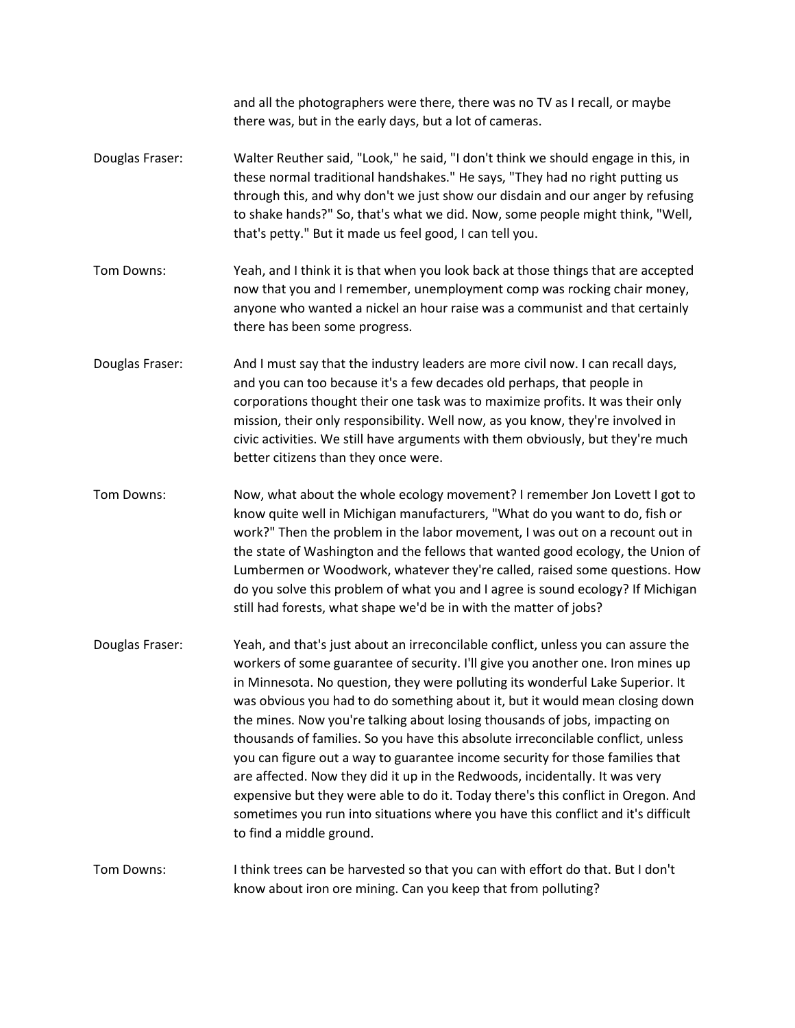and all the photographers were there, there was no TV as I recall, or maybe there was, but in the early days, but a lot of cameras.

Douglas Fraser: Walter Reuther said, "Look," he said, "I don't think we should engage in this, in these normal traditional handshakes." He says, "They had no right putting us through this, and why don't we just show our disdain and our anger by refusing to shake hands?" So, that's what we did. Now, some people might think, "Well, that's petty." But it made us feel good, I can tell you.

Tom Downs: Yeah, and I think it is that when you look back at those things that are accepted now that you and I remember, unemployment comp was rocking chair money, anyone who wanted a nickel an hour raise was a communist and that certainly there has been some progress.

Douglas Fraser: And I must say that the industry leaders are more civil now. I can recall days, and you can too because it's a few decades old perhaps, that people in corporations thought their one task was to maximize profits. It was their only mission, their only responsibility. Well now, as you know, they're involved in civic activities. We still have arguments with them obviously, but they're much better citizens than they once were.

Tom Downs: Now, what about the whole ecology movement? I remember Jon Lovett I got to know quite well in Michigan manufacturers, "What do you want to do, fish or work?" Then the problem in the labor movement, I was out on a recount out in the state of Washington and the fellows that wanted good ecology, the Union of Lumbermen or Woodwork, whatever they're called, raised some questions. How do you solve this problem of what you and I agree is sound ecology? If Michigan still had forests, what shape we'd be in with the matter of jobs?

Douglas Fraser: Yeah, and that's just about an irreconcilable conflict, unless you can assure the workers of some guarantee of security. I'll give you another one. Iron mines up in Minnesota. No question, they were polluting its wonderful Lake Superior. It was obvious you had to do something about it, but it would mean closing down the mines. Now you're talking about losing thousands of jobs, impacting on thousands of families. So you have this absolute irreconcilable conflict, unless you can figure out a way to guarantee income security for those families that are affected. Now they did it up in the Redwoods, incidentally. It was very expensive but they were able to do it. Today there's this conflict in Oregon. And sometimes you run into situations where you have this conflict and it's difficult to find a middle ground.

Tom Downs: I think trees can be harvested so that you can with effort do that. But I don't know about iron ore mining. Can you keep that from polluting?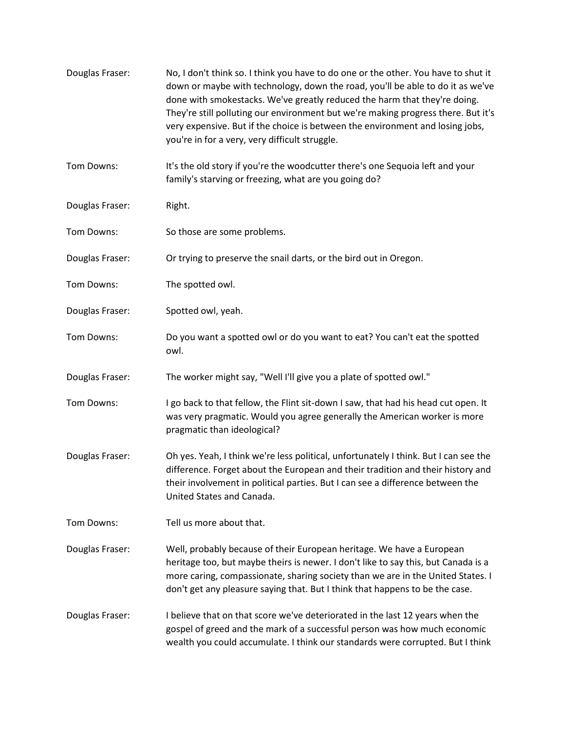Douglas Fraser: No, I don't think so. I think you have to do one or the other. You have to shut it down or maybe with technology, down the road, you'll be able to do it as we've done with smokestacks. We've greatly reduced the harm that they're doing. They're still polluting our environment but we're making progress there. But it's very expensive. But if the choice is between the environment and losing jobs, you're in for a very, very difficult struggle.

Tom Downs: It's the old story if you're the woodcutter there's one Sequoia left and your family's starving or freezing, what are you going do?

Douglas Fraser: Right.

Tom Downs: So those are some problems.

Douglas Fraser: Or trying to preserve the snail darts, or the bird out in Oregon.

Tom Downs: The spotted owl.

Douglas Fraser: Spotted owl, yeah.

Tom Downs: Do you want a spotted owl or do you want to eat? You can't eat the spotted owl.

Douglas Fraser: The worker might say, "Well I'll give you a plate of spotted owl."

Tom Downs: I go back to that fellow, the Flint sit-down I saw, that had his head cut open. It was very pragmatic. Would you agree generally the American worker is more pragmatic than ideological?

Douglas Fraser: Oh yes. Yeah, I think we're less political, unfortunately I think. But I can see the difference. Forget about the European and their tradition and their history and their involvement in political parties. But I can see a difference between the United States and Canada.

Tom Downs: Tell us more about that.

Douglas Fraser: Well, probably because of their European heritage. We have a European heritage too, but maybe theirs is newer. I don't like to say this, but Canada is a more caring, compassionate, sharing society than we are in the United States. I don't get any pleasure saying that. But I think that happens to be the case.

Douglas Fraser: I believe that on that score we've deteriorated in the last 12 years when the gospel of greed and the mark of a successful person was how much economic wealth you could accumulate. I think our standards were corrupted. But I think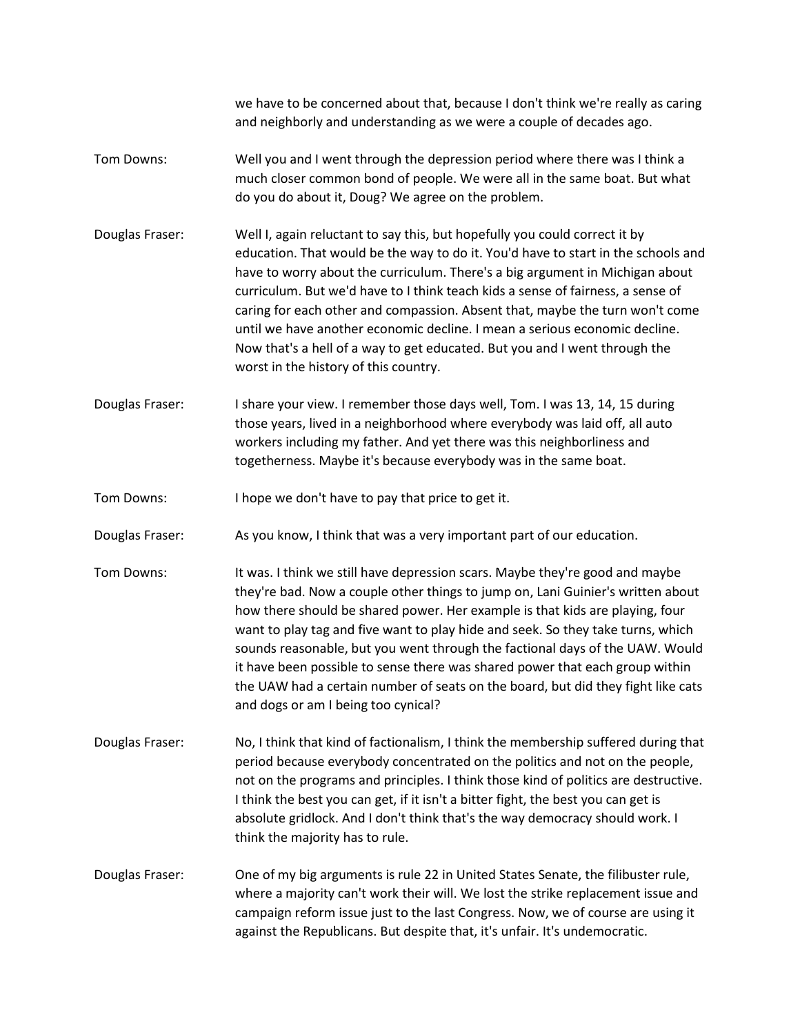we have to be concerned about that, because I don't think we're really as caring and neighborly and understanding as we were a couple of decades ago.

Tom Downs: Well you and I went through the depression period where there was I think a much closer common bond of people. We were all in the same boat. But what do you do about it, Doug? We agree on the problem.

Douglas Fraser: Well I, again reluctant to say this, but hopefully you could correct it by education. That would be the way to do it. You'd have to start in the schools and have to worry about the curriculum. There's a big argument in Michigan about curriculum. But we'd have to I think teach kids a sense of fairness, a sense of caring for each other and compassion. Absent that, maybe the turn won't come until we have another economic decline. I mean a serious economic decline. Now that's a hell of a way to get educated. But you and I went through the worst in the history of this country.

Douglas Fraser: I share your view. I remember those days well, Tom. I was 13, 14, 15 during those years, lived in a neighborhood where everybody was laid off, all auto workers including my father. And yet there was this neighborliness and togetherness. Maybe it's because everybody was in the same boat.

Tom Downs: I hope we don't have to pay that price to get it.

Douglas Fraser: As you know, I think that was a very important part of our education.

Tom Downs: It was. I think we still have depression scars. Maybe they're good and maybe they're bad. Now a couple other things to jump on, Lani Guinier's written about how there should be shared power. Her example is that kids are playing, four want to play tag and five want to play hide and seek. So they take turns, which sounds reasonable, but you went through the factional days of the UAW. Would it have been possible to sense there was shared power that each group within the UAW had a certain number of seats on the board, but did they fight like cats and dogs or am I being too cynical?

Douglas Fraser: No, I think that kind of factionalism, I think the membership suffered during that period because everybody concentrated on the politics and not on the people, not on the programs and principles. I think those kind of politics are destructive. I think the best you can get, if it isn't a bitter fight, the best you can get is absolute gridlock. And I don't think that's the way democracy should work. I think the majority has to rule.

Douglas Fraser: One of my big arguments is rule 22 in United States Senate, the filibuster rule, where a majority can't work their will. We lost the strike replacement issue and campaign reform issue just to the last Congress. Now, we of course are using it against the Republicans. But despite that, it's unfair. It's undemocratic.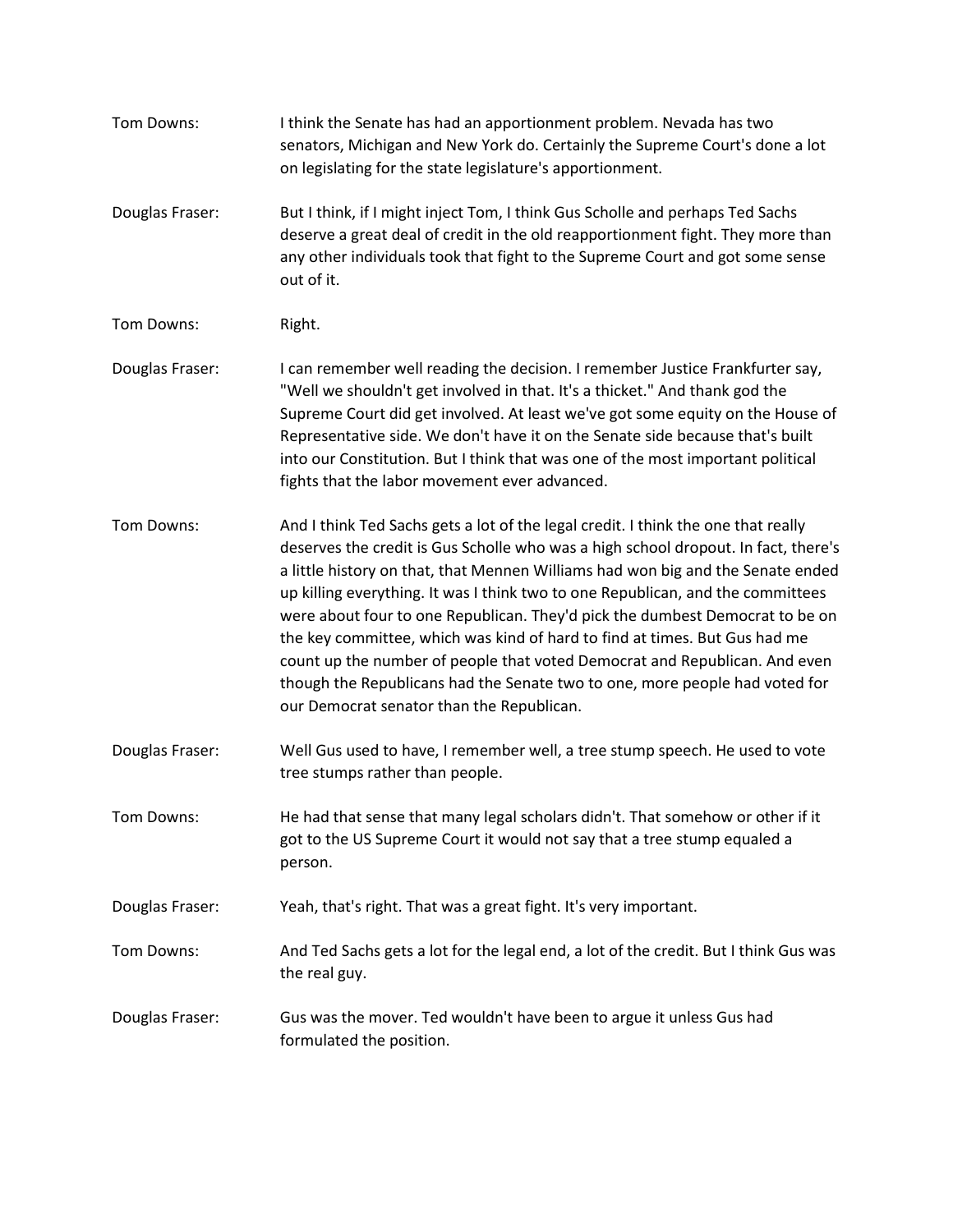Tom Downs: I think the Senate has had an apportionment problem. Nevada has two senators, Michigan and New York do. Certainly the Supreme Court's done a lot on legislating for the state legislature's apportionment.

Douglas Fraser: But I think, if I might inject Tom, I think Gus Scholle and perhaps Ted Sachs deserve a great deal of credit in the old reapportionment fight. They more than any other individuals took that fight to the Supreme Court and got some sense out of it.

Tom Downs: Right.

Douglas Fraser: I can remember well reading the decision. I remember Justice Frankfurter say, "Well we shouldn't get involved in that. It's a thicket." And thank god the Supreme Court did get involved. At least we've got some equity on the House of Representative side. We don't have it on the Senate side because that's built into our Constitution. But I think that was one of the most important political fights that the labor movement ever advanced.

Tom Downs: And I think Ted Sachs gets a lot of the legal credit. I think the one that really deserves the credit is Gus Scholle who was a high school dropout. In fact, there's a little history on that, that Mennen Williams had won big and the Senate ended up killing everything. It was I think two to one Republican, and the committees were about four to one Republican. They'd pick the dumbest Democrat to be on the key committee, which was kind of hard to find at times. But Gus had me count up the number of people that voted Democrat and Republican. And even though the Republicans had the Senate two to one, more people had voted for our Democrat senator than the Republican.

Douglas Fraser: Well Gus used to have, I remember well, a tree stump speech. He used to vote tree stumps rather than people.

Tom Downs: He had that sense that many legal scholars didn't. That somehow or other if it got to the US Supreme Court it would not say that a tree stump equaled a person.

Douglas Fraser: Yeah, that's right. That was a great fight. It's very important.

Tom Downs: And Ted Sachs gets a lot for the legal end, a lot of the credit. But I think Gus was the real guy.

Douglas Fraser: Gus was the mover. Ted wouldn't have been to argue it unless Gus had formulated the position.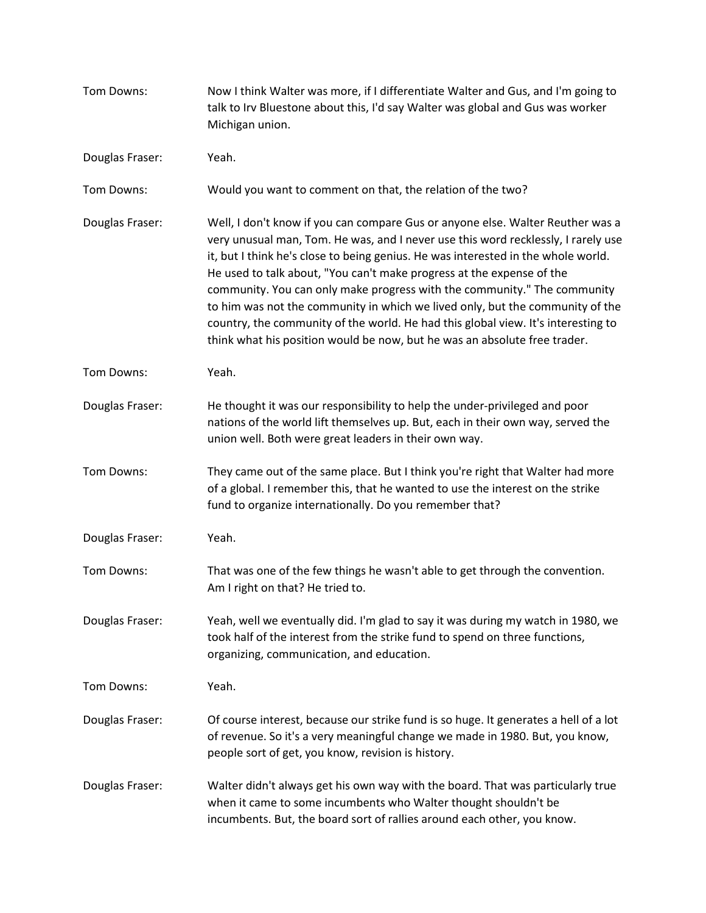Tom Downs: Now I think Walter was more, if I differentiate Walter and Gus, and I'm going to talk to Irv Bluestone about this, I'd say Walter was global and Gus was worker Michigan union.

Douglas Fraser: Yeah.

Tom Downs: Would you want to comment on that, the relation of the two?

Douglas Fraser: Well, I don't know if you can compare Gus or anyone else. Walter Reuther was a very unusual man, Tom. He was, and I never use this word recklessly, I rarely use it, but I think he's close to being genius. He was interested in the whole world. He used to talk about, "You can't make progress at the expense of the community. You can only make progress with the community." The community to him was not the community in which we lived only, but the community of the country, the community of the world. He had this global view. It's interesting to think what his position would be now, but he was an absolute free trader.

Tom Downs: Yeah.

Douglas Fraser: He thought it was our responsibility to help the under-privileged and poor nations of the world lift themselves up. But, each in their own way, served the union well. Both were great leaders in their own way.

Tom Downs: They came out of the same place. But I think you're right that Walter had more of a global. I remember this, that he wanted to use the interest on the strike fund to organize internationally. Do you remember that?

Douglas Fraser: Yeah.

Tom Downs: That was one of the few things he wasn't able to get through the convention. Am I right on that? He tried to.

Douglas Fraser: Yeah, well we eventually did. I'm glad to say it was during my watch in 1980, we took half of the interest from the strike fund to spend on three functions, organizing, communication, and education.

Tom Downs: Yeah.

Douglas Fraser: Of course interest, because our strike fund is so huge. It generates a hell of a lot of revenue. So it's a very meaningful change we made in 1980. But, you know, people sort of get, you know, revision is history.

Douglas Fraser: Walter didn't always get his own way with the board. That was particularly true when it came to some incumbents who Walter thought shouldn't be incumbents. But, the board sort of rallies around each other, you know.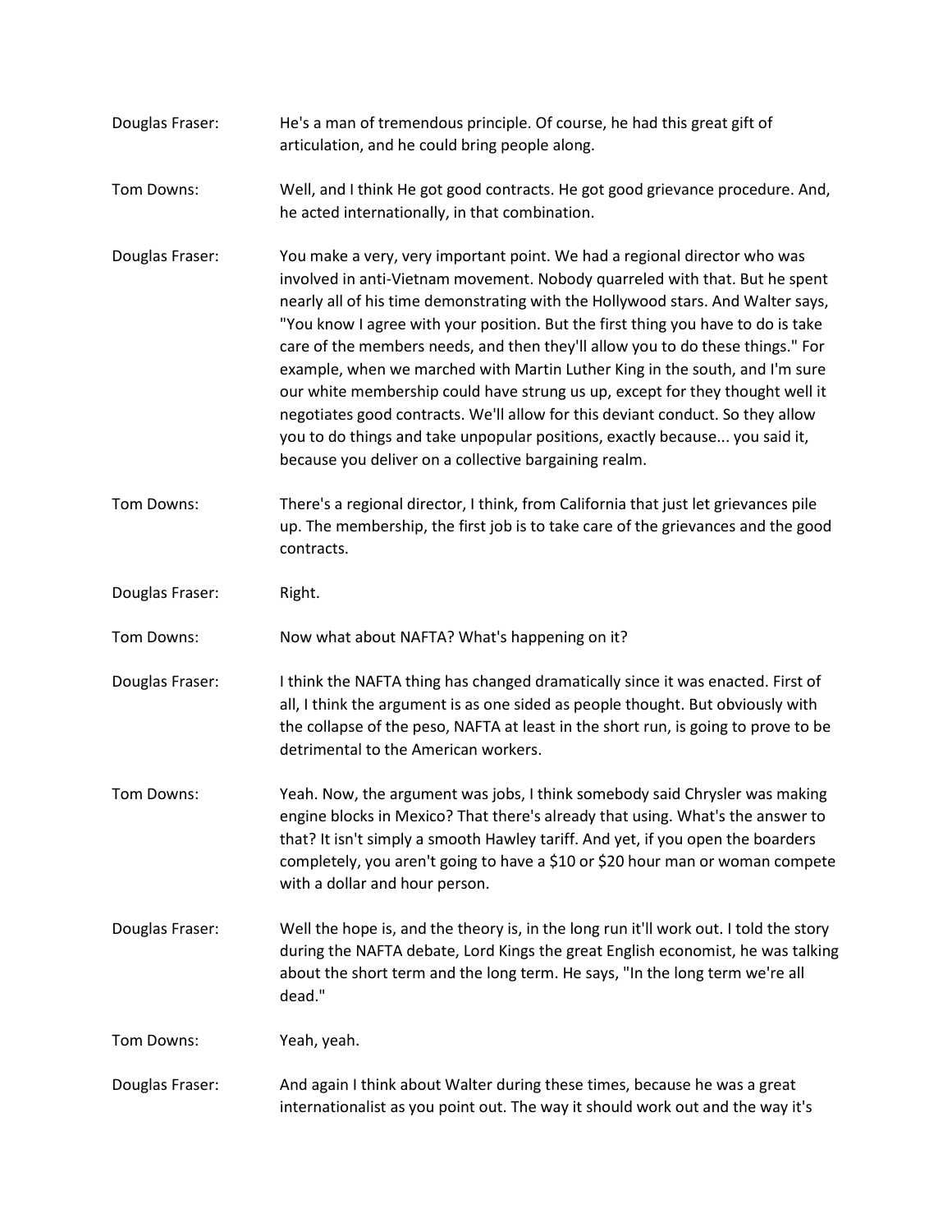Douglas Fraser: He's a man of tremendous principle. Of course, he had this great gift of articulation, and he could bring people along.

Tom Downs: Well, and I think He got good contracts. He got good grievance procedure. And, he acted internationally, in that combination.

Douglas Fraser: You make a very, very important point. We had a regional director who was involved in anti-Vietnam movement. Nobody quarreled with that. But he spent nearly all of his time demonstrating with the Hollywood stars. And Walter says, "You know I agree with your position. But the first thing you have to do is take care of the members needs, and then they'll allow you to do these things." For example, when we marched with Martin Luther King in the south, and I'm sure our white membership could have strung us up, except for they thought well it negotiates good contracts. We'll allow for this deviant conduct. So they allow you to do things and take unpopular positions, exactly because... you said it, because you deliver on a collective bargaining realm.

Tom Downs: There's a regional director, I think, from California that just let grievances pile up. The membership, the first job is to take care of the grievances and the good contracts.

Douglas Fraser: Right.

Tom Downs: Now what about NAFTA? What's happening on it?

Douglas Fraser: I think the NAFTA thing has changed dramatically since it was enacted. First of all, I think the argument is as one sided as people thought. But obviously with the collapse of the peso, NAFTA at least in the short run, is going to prove to be detrimental to the American workers.

Tom Downs: Yeah. Now, the argument was jobs, I think somebody said Chrysler was making engine blocks in Mexico? That there's already that using. What's the answer to that? It isn't simply a smooth Hawley tariff. And yet, if you open the boarders completely, you aren't going to have a $10 or $20 hour man or woman compete with a dollar and hour person.

Douglas Fraser: Well the hope is, and the theory is, in the long run it'll work out. I told the story during the NAFTA debate, Lord Kings the great English economist, he was talking about the short term and the long term. He says, "In the long term we're all dead."

Tom Downs: Yeah, yeah.

Douglas Fraser: And again I think about Walter during these times, because he was a great internationalist as you point out. The way it should work out and the way it's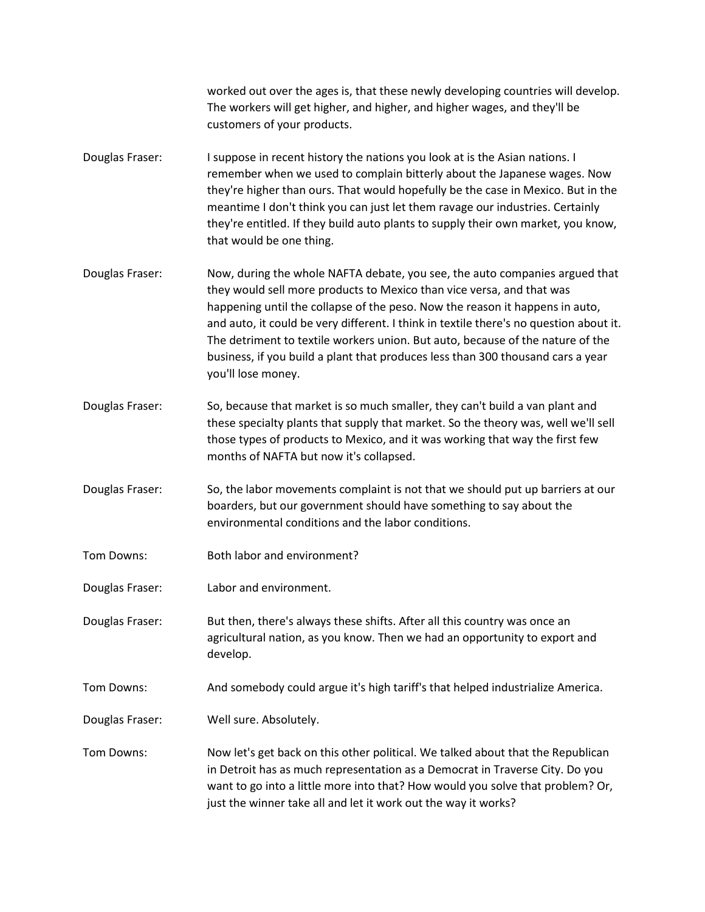worked out over the ages is, that these newly developing countries will develop. The workers will get higher, and higher, and higher wages, and they'll be customers of your products.

Douglas Fraser: I suppose in recent history the nations you look at is the Asian nations. I remember when we used to complain bitterly about the Japanese wages. Now they're higher than ours. That would hopefully be the case in Mexico. But in the meantime I don't think you can just let them ravage our industries. Certainly they're entitled. If they build auto plants to supply their own market, you know, that would be one thing.

Douglas Fraser: Now, during the whole NAFTA debate, you see, the auto companies argued that they would sell more products to Mexico than vice versa, and that was happening until the collapse of the peso. Now the reason it happens in auto, and auto, it could be very different. I think in textile there's no question about it. The detriment to textile workers union. But auto, because of the nature of the business, if you build a plant that produces less than 300 thousand cars a year you'll lose money.

Douglas Fraser: So, because that market is so much smaller, they can't build a van plant and these specialty plants that supply that market. So the theory was, well we'll sell those types of products to Mexico, and it was working that way the first few months of NAFTA but now it's collapsed.

Douglas Fraser: So, the labor movements complaint is not that we should put up barriers at our boarders, but our government should have something to say about the environmental conditions and the labor conditions.

Tom Downs: Both labor and environment?

Douglas Fraser: Labor and environment.

Douglas Fraser: But then, there's always these shifts. After all this country was once an agricultural nation, as you know. Then we had an opportunity to export and develop.

Tom Downs: And somebody could argue it's high tariff's that helped industrialize America.

Douglas Fraser: Well sure. Absolutely.

Tom Downs: Now let's get back on this other political. We talked about that the Republican in Detroit has as much representation as a Democrat in Traverse City. Do you want to go into a little more into that? How would you solve that problem? Or, just the winner take all and let it work out the way it works?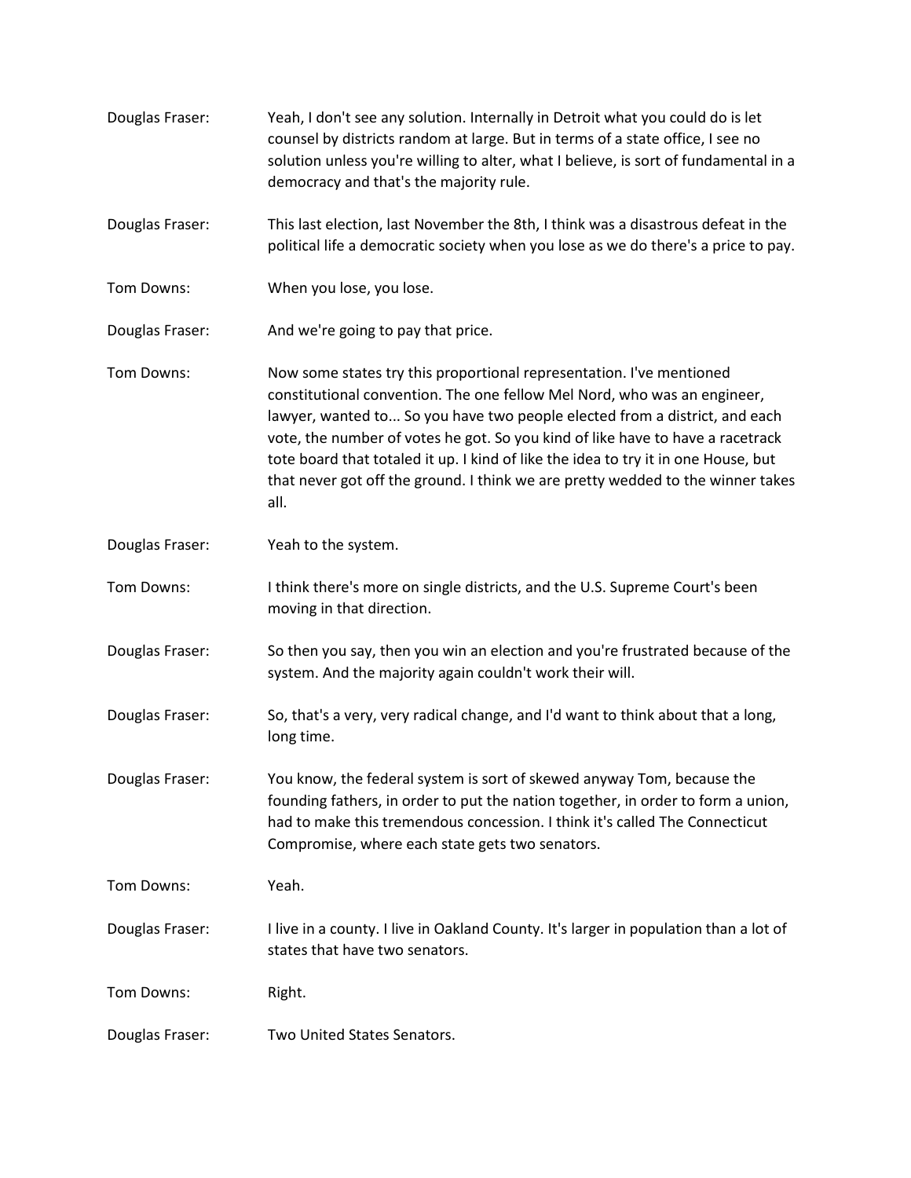Douglas Fraser: Yeah, I don't see any solution. Internally in Detroit what you could do is let counsel by districts random at large. But in terms of a state office, I see no solution unless you're willing to alter, what I believe, is sort of fundamental in a democracy and that's the majority rule.

Douglas Fraser: This last election, last November the 8th, I think was a disastrous defeat in the political life a democratic society when you lose as we do there's a price to pay.

Tom Downs: When you lose, you lose.

Douglas Fraser: And we're going to pay that price.

Tom Downs: Now some states try this proportional representation. I've mentioned constitutional convention. The one fellow Mel Nord, who was an engineer, lawyer, wanted to... So you have two people elected from a district, and each vote, the number of votes he got. So you kind of like have to have a racetrack tote board that totaled it up. I kind of like the idea to try it in one House, but that never got off the ground. I think we are pretty wedded to the winner takes all.

Douglas Fraser: Yeah to the system.

Tom Downs: I think there's more on single districts, and the U.S. Supreme Court's been moving in that direction.

Douglas Fraser: So then you say, then you win an election and you're frustrated because of the system. And the majority again couldn't work their will.

Douglas Fraser: So, that's a very, very radical change, and I'd want to think about that a long, long time.

Douglas Fraser: You know, the federal system is sort of skewed anyway Tom, because the founding fathers, in order to put the nation together, in order to form a union, had to make this tremendous concession. I think it's called The Connecticut Compromise, where each state gets two senators.

Tom Downs: Yeah.

Douglas Fraser: I live in a county. I live in Oakland County. It's larger in population than a lot of states that have two senators.

Tom Downs: Right.

Douglas Fraser: Two United States Senators.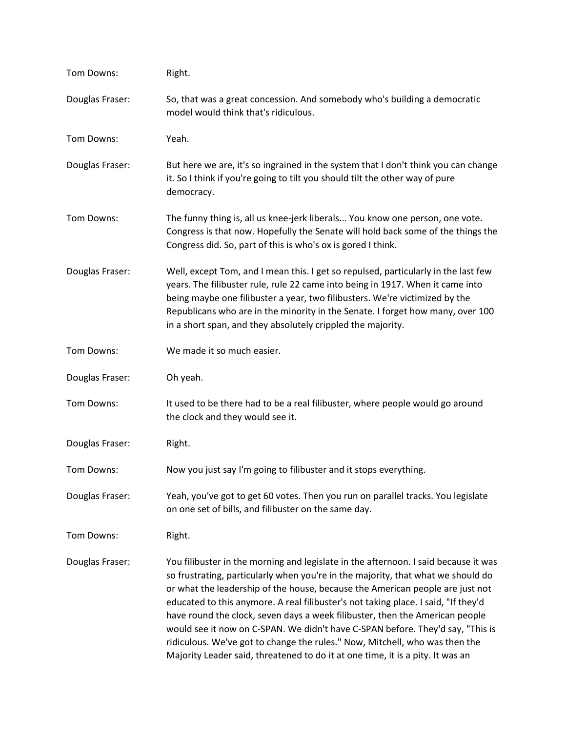Tom Downs: Right.

Douglas Fraser: So, that was a great concession. And somebody who's building a democratic model would think that's ridiculous.

Tom Downs: Yeah.

Douglas Fraser: But here we are, it's so ingrained in the system that I don't think you can change it. So I think if you're going to tilt you should tilt the other way of pure democracy.

Tom Downs: The funny thing is, all us knee-jerk liberals... You know one person, one vote. Congress is that now. Hopefully the Senate will hold back some of the things the Congress did. So, part of this is who's ox is gored I think.

Douglas Fraser: Well, except Tom, and I mean this. I get so repulsed, particularly in the last few years. The filibuster rule, rule 22 came into being in 1917. When it came into being maybe one filibuster a year, two filibusters. We're victimized by the Republicans who are in the minority in the Senate. I forget how many, over 100 in a short span, and they absolutely crippled the majority.

Tom Downs: We made it so much easier.

Douglas Fraser: Oh yeah.

Tom Downs: It used to be there had to be a real filibuster, where people would go around the clock and they would see it.

Douglas Fraser: Right.

Tom Downs: Now you just say I'm going to filibuster and it stops everything.

Douglas Fraser: Yeah, you've got to get 60 votes. Then you run on parallel tracks. You legislate on one set of bills, and filibuster on the same day.

Tom Downs: Right.

Douglas Fraser: You filibuster in the morning and legislate in the afternoon. I said because it was so frustrating, particularly when you're in the majority, that what we should do or what the leadership of the house, because the American people are just not educated to this anymore. A real filibuster's not taking place. I said, "If they'd have round the clock, seven days a week filibuster, then the American people would see it now on C-SPAN. We didn't have C-SPAN before. They'd say, "This is ridiculous. We've got to change the rules." Now, Mitchell, who was then the Majority Leader said, threatened to do it at one time, it is a pity. It was an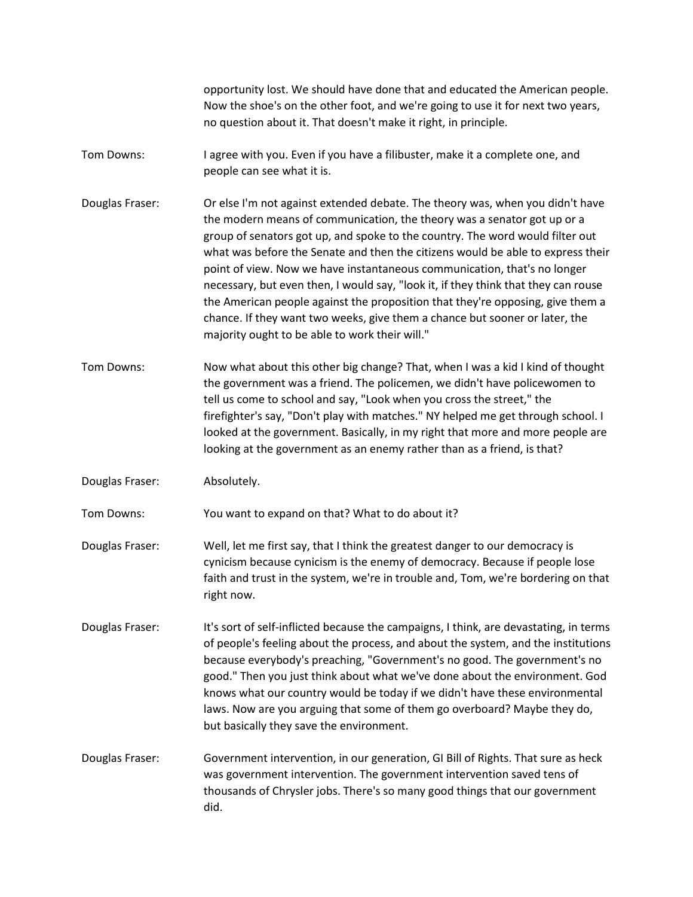opportunity lost. We should have done that and educated the American people. Now the shoe's on the other foot, and we're going to use it for next two years, no question about it. That doesn't make it right, in principle.

Tom Downs: I agree with you. Even if you have a filibuster, make it a complete one, and people can see what it is.

Douglas Fraser: Or else I'm not against extended debate. The theory was, when you didn't have the modern means of communication, the theory was a senator got up or a group of senators got up, and spoke to the country. The word would filter out what was before the Senate and then the citizens would be able to express their point of view. Now we have instantaneous communication, that's no longer necessary, but even then, I would say, "look it, if they think that they can rouse the American people against the proposition that they're opposing, give them a chance. If they want two weeks, give them a chance but sooner or later, the majority ought to be able to work their will."

Tom Downs: Now what about this other big change? That, when I was a kid I kind of thought the government was a friend. The policemen, we didn't have policewomen to tell us come to school and say, "Look when you cross the street," the firefighter's say, "Don't play with matches." NY helped me get through school. I looked at the government. Basically, in my right that more and more people are looking at the government as an enemy rather than as a friend, is that?

Douglas Fraser: Absolutely.

Tom Downs: You want to expand on that? What to do about it?

Douglas Fraser: Well, let me first say, that I think the greatest danger to our democracy is cynicism because cynicism is the enemy of democracy. Because if people lose faith and trust in the system, we're in trouble and, Tom, we're bordering on that right now.

Douglas Fraser: It's sort of self-inflicted because the campaigns, I think, are devastating, in terms of people's feeling about the process, and about the system, and the institutions because everybody's preaching, "Government's no good. The government's no good." Then you just think about what we've done about the environment. God knows what our country would be today if we didn't have these environmental laws. Now are you arguing that some of them go overboard? Maybe they do, but basically they save the environment.

Douglas Fraser: Government intervention, in our generation, GI Bill of Rights. That sure as heck was government intervention. The government intervention saved tens of thousands of Chrysler jobs. There's so many good things that our government did.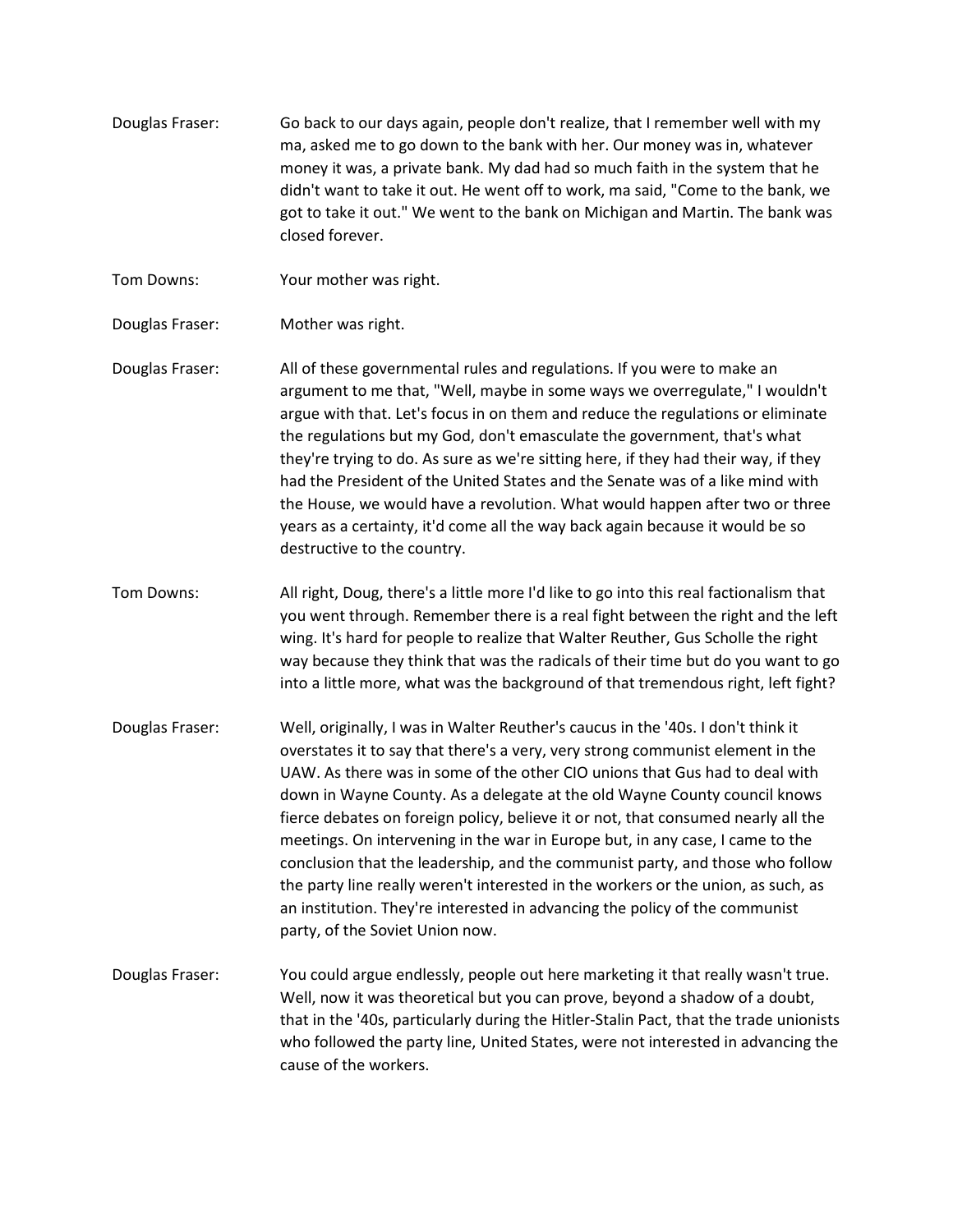Douglas Fraser: Go back to our days again, people don't realize, that I remember well with my ma, asked me to go down to the bank with her. Our money was in, whatever money it was, a private bank. My dad had so much faith in the system that he didn't want to take it out. He went off to work, ma said, "Come to the bank, we got to take it out." We went to the bank on Michigan and Martin. The bank was closed forever.

Tom Downs: Your mother was right.

Douglas Fraser: Mother was right.

Douglas Fraser: All of these governmental rules and regulations. If you were to make an argument to me that, "Well, maybe in some ways we overregulate," I wouldn't argue with that. Let's focus in on them and reduce the regulations or eliminate the regulations but my God, don't emasculate the government, that's what they're trying to do. As sure as we're sitting here, if they had their way, if they had the President of the United States and the Senate was of a like mind with the House, we would have a revolution. What would happen after two or three years as a certainty, it'd come all the way back again because it would be so destructive to the country.

Tom Downs: All right, Doug, there's a little more I'd like to go into this real factionalism that you went through. Remember there is a real fight between the right and the left wing. It's hard for people to realize that Walter Reuther, Gus Scholle the right way because they think that was the radicals of their time but do you want to go into a little more, what was the background of that tremendous right, left fight?

Douglas Fraser: Well, originally, I was in Walter Reuther's caucus in the '40s. I don't think it overstates it to say that there's a very, very strong communist element in the UAW. As there was in some of the other CIO unions that Gus had to deal with down in Wayne County. As a delegate at the old Wayne County council knows fierce debates on foreign policy, believe it or not, that consumed nearly all the meetings. On intervening in the war in Europe but, in any case, I came to the conclusion that the leadership, and the communist party, and those who follow the party line really weren't interested in the workers or the union, as such, as an institution. They're interested in advancing the policy of the communist party, of the Soviet Union now.

Douglas Fraser: You could argue endlessly, people out here marketing it that really wasn't true. Well, now it was theoretical but you can prove, beyond a shadow of a doubt, that in the '40s, particularly during the Hitler-Stalin Pact, that the trade unionists who followed the party line, United States, were not interested in advancing the cause of the workers.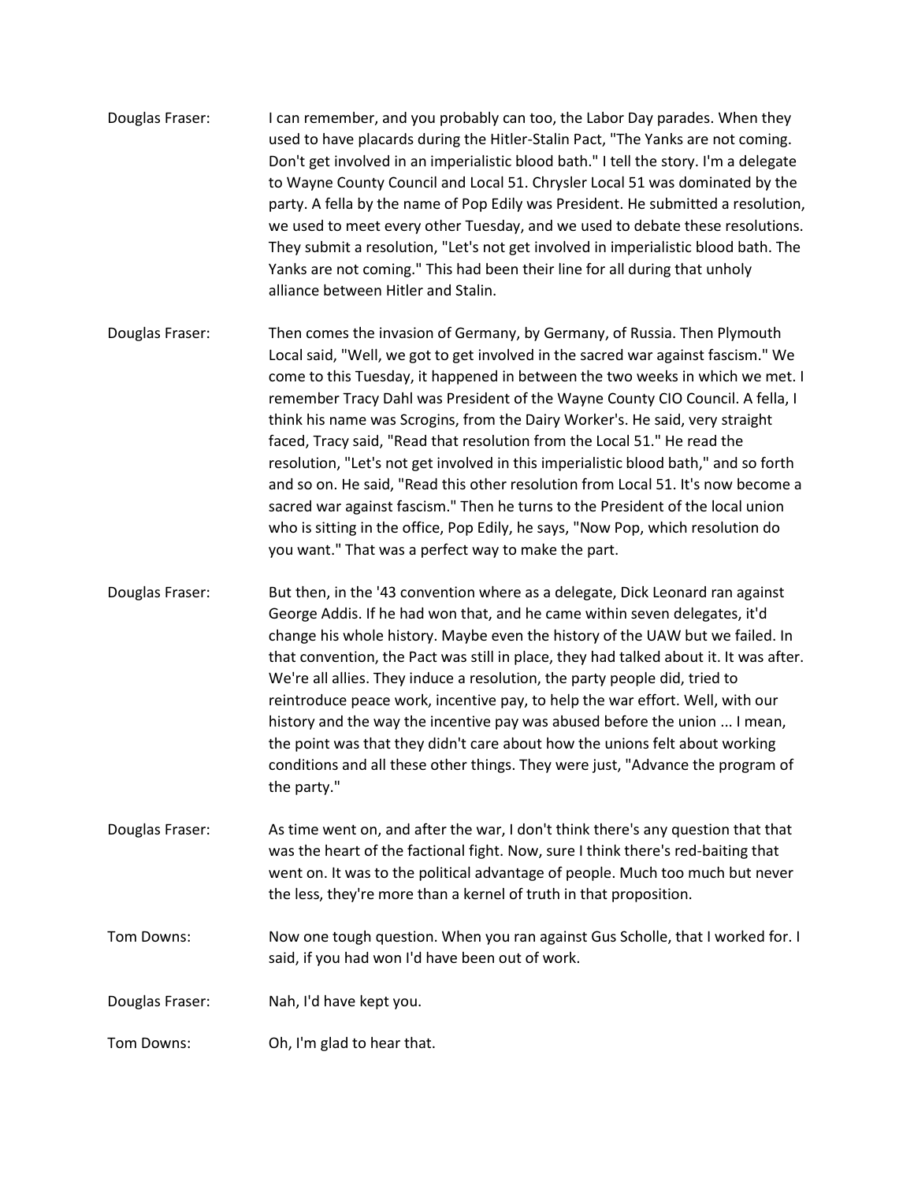Douglas Fraser: I can remember, and you probably can too, the Labor Day parades. When they used to have placards during the Hitler-Stalin Pact, "The Yanks are not coming. Don't get involved in an imperialistic blood bath." I tell the story. I'm a delegate to Wayne County Council and Local 51. Chrysler Local 51 was dominated by the party. A fella by the name of Pop Edily was President. He submitted a resolution, we used to meet every other Tuesday, and we used to debate these resolutions. They submit a resolution, "Let's not get involved in imperialistic blood bath. The Yanks are not coming." This had been their line for all during that unholy alliance between Hitler and Stalin.

Douglas Fraser: Then comes the invasion of Germany, by Germany, of Russia. Then Plymouth Local said, "Well, we got to get involved in the sacred war against fascism." We come to this Tuesday, it happened in between the two weeks in which we met. I remember Tracy Dahl was President of the Wayne County CIO Council. A fella, I think his name was Scrogins, from the Dairy Worker's. He said, very straight faced, Tracy said, "Read that resolution from the Local 51." He read the resolution, "Let's not get involved in this imperialistic blood bath," and so forth and so on. He said, "Read this other resolution from Local 51. It's now become a sacred war against fascism." Then he turns to the President of the local union who is sitting in the office, Pop Edily, he says, "Now Pop, which resolution do you want." That was a perfect way to make the part.

Douglas Fraser: But then, in the '43 convention where as a delegate, Dick Leonard ran against George Addis. If he had won that, and he came within seven delegates, it'd change his whole history. Maybe even the history of the UAW but we failed. In that convention, the Pact was still in place, they had talked about it. It was after. We're all allies. They induce a resolution, the party people did, tried to reintroduce peace work, incentive pay, to help the war effort. Well, with our history and the way the incentive pay was abused before the union ... I mean, the point was that they didn't care about how the unions felt about working conditions and all these other things. They were just, "Advance the program of the party."

Douglas Fraser: As time went on, and after the war, I don't think there's any question that that was the heart of the factional fight. Now, sure I think there's red-baiting that went on. It was to the political advantage of people. Much too much but never the less, they're more than a kernel of truth in that proposition.

Tom Downs: Now one tough question. When you ran against Gus Scholle, that I worked for. I said, if you had won I'd have been out of work.

Douglas Fraser: Nah, I'd have kept you.

Tom Downs: Oh, I'm glad to hear that.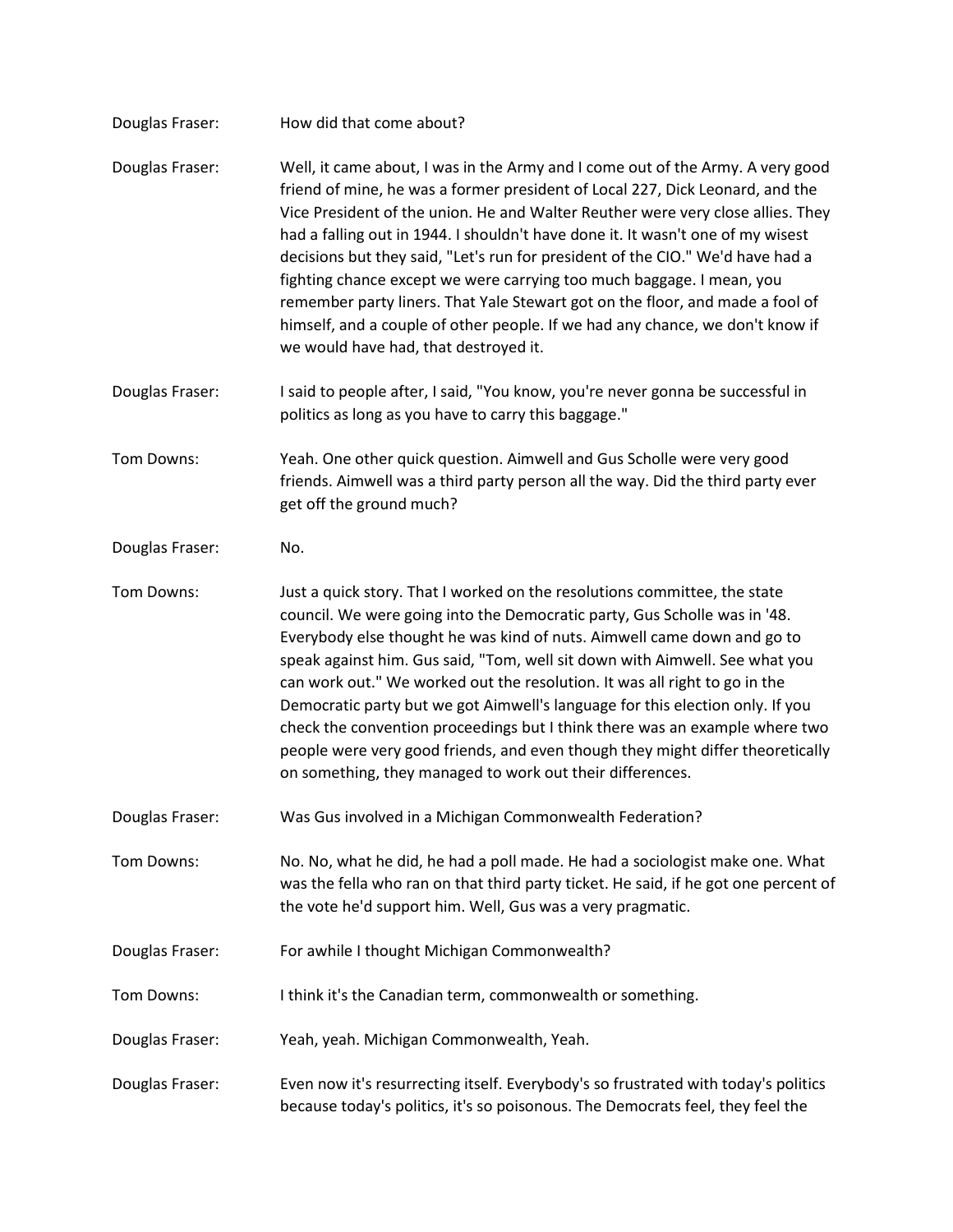Douglas Fraser: How did that come about?

Douglas Fraser: Well, it came about, I was in the Army and I come out of the Army. A very good friend of mine, he was a former president of Local 227, Dick Leonard, and the Vice President of the union. He and Walter Reuther were very close allies. They had a falling out in 1944. I shouldn't have done it. It wasn't one of my wisest decisions but they said, "Let's run for president of the CIO." We'd have had a fighting chance except we were carrying too much baggage. I mean, you remember party liners. That Yale Stewart got on the floor, and made a fool of himself, and a couple of other people. If we had any chance, we don't know if we would have had, that destroyed it.

Douglas Fraser: I said to people after, I said, "You know, you're never gonna be successful in politics as long as you have to carry this baggage."

Tom Downs: Yeah. One other quick question. Aimwell and Gus Scholle were very good friends. Aimwell was a third party person all the way. Did the third party ever get off the ground much?

Douglas Fraser: No.

Tom Downs: Just a quick story. That I worked on the resolutions committee, the state council. We were going into the Democratic party, Gus Scholle was in '48. Everybody else thought he was kind of nuts. Aimwell came down and go to speak against him. Gus said, "Tom, well sit down with Aimwell. See what you can work out." We worked out the resolution. It was all right to go in the Democratic party but we got Aimwell's language for this election only. If you check the convention proceedings but I think there was an example where two people were very good friends, and even though they might differ theoretically on something, they managed to work out their differences.

Douglas Fraser: Was Gus involved in a Michigan Commonwealth Federation?

Tom Downs: No. No, what he did, he had a poll made. He had a sociologist make one. What was the fella who ran on that third party ticket. He said, if he got one percent of the vote he'd support him. Well, Gus was a very pragmatic.

Douglas Fraser: For awhile I thought Michigan Commonwealth?

Tom Downs: I think it's the Canadian term, commonwealth or something.

Douglas Fraser: Yeah, yeah. Michigan Commonwealth, Yeah.

Douglas Fraser: Even now it's resurrecting itself. Everybody's so frustrated with today's politics because today's politics, it's so poisonous. The Democrats feel, they feel the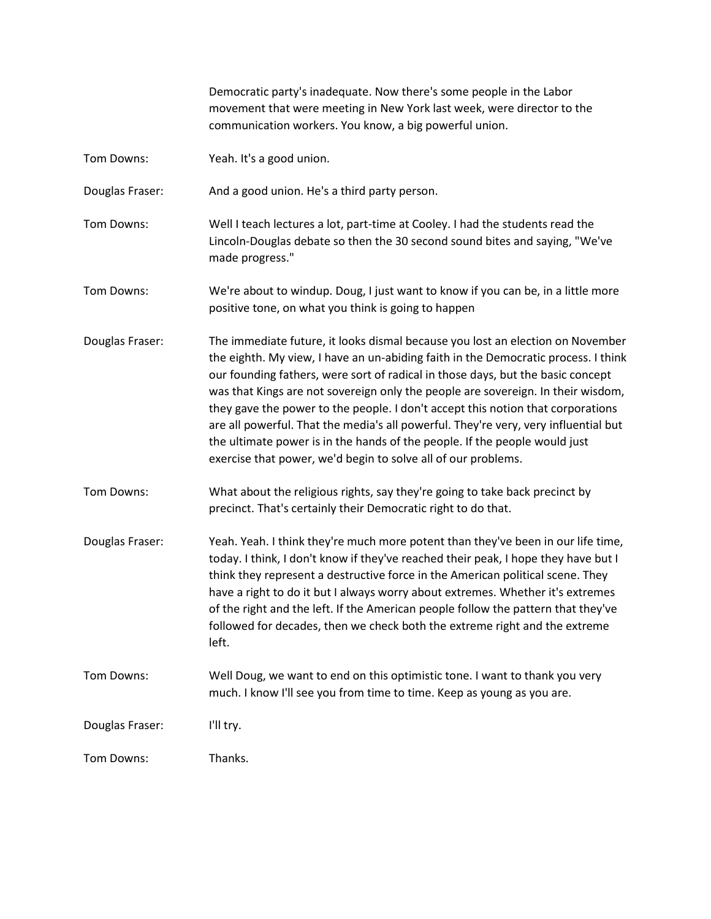Democratic party's inadequate. Now there's some people in the Labor movement that were meeting in New York last week, were director to the communication workers. You know, a big powerful union.

Tom Downs: Yeah. It's a good union.

Douglas Fraser: And a good union. He's a third party person.

Tom Downs: Well I teach lectures a lot, part-time at Cooley. I had the students read the Lincoln-Douglas debate so then the 30 second sound bites and saying, "We've made progress."

Tom Downs: We're about to windup. Doug, I just want to know if you can be, in a little more positive tone, on what you think is going to happen

Douglas Fraser: The immediate future, it looks dismal because you lost an election on November the eighth. My view, I have an un-abiding faith in the Democratic process. I think our founding fathers, were sort of radical in those days, but the basic concept was that Kings are not sovereign only the people are sovereign. In their wisdom, they gave the power to the people. I don't accept this notion that corporations are all powerful. That the media's all powerful. They're very, very influential but the ultimate power is in the hands of the people. If the people would just exercise that power, we'd begin to solve all of our problems.

Tom Downs: What about the religious rights, say they're going to take back precinct by precinct. That's certainly their Democratic right to do that.

Douglas Fraser: Yeah. Yeah. I think they're much more potent than they've been in our life time, today. I think, I don't know if they've reached their peak, I hope they have but I think they represent a destructive force in the American political scene. They have a right to do it but I always worry about extremes. Whether it's extremes of the right and the left. If the American people follow the pattern that they've followed for decades, then we check both the extreme right and the extreme left.

Tom Downs: Well Doug, we want to end on this optimistic tone. I want to thank you very much. I know I'll see you from time to time. Keep as young as you are.

Douglas Fraser: I'll try.

Tom Downs: Thanks.